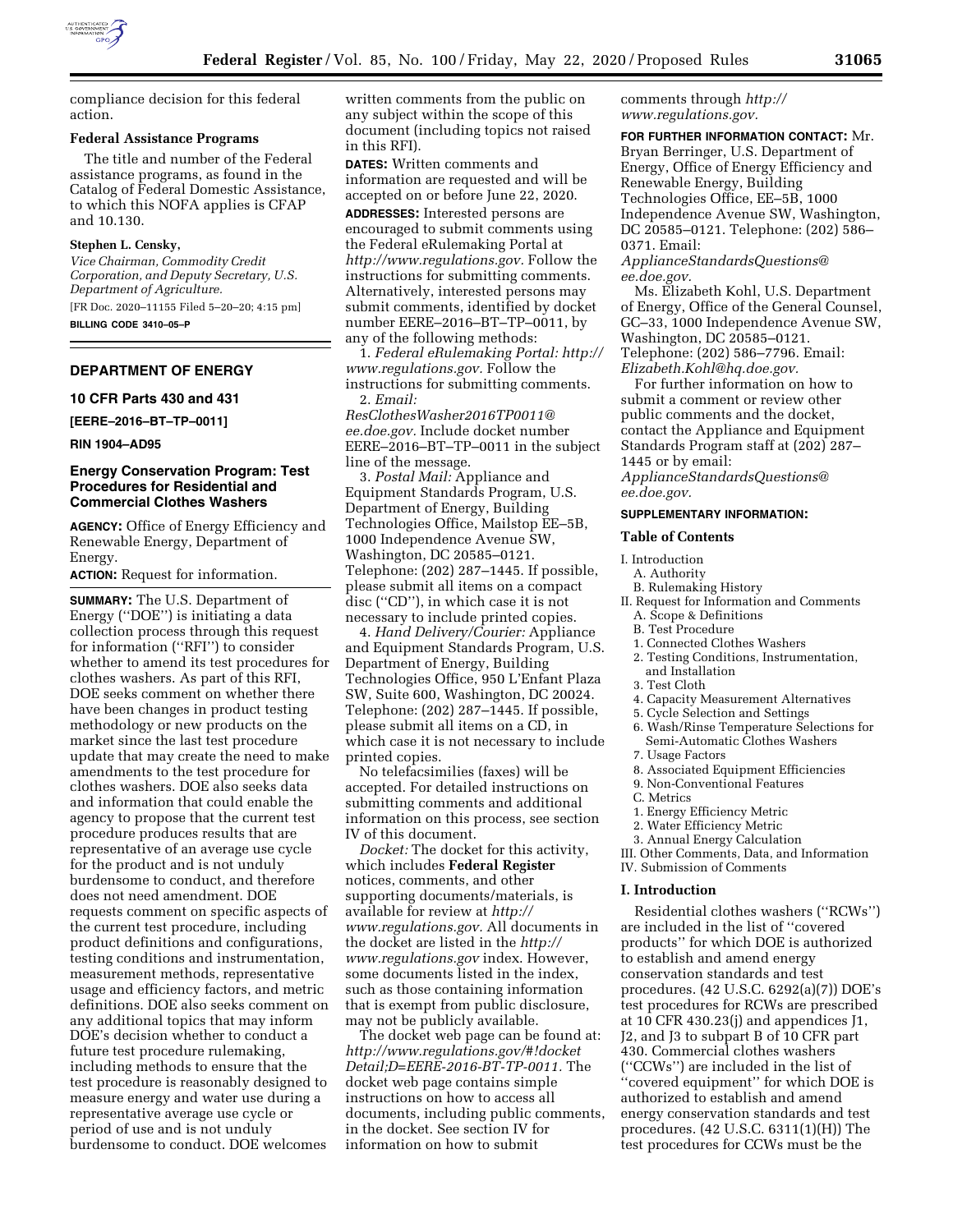compliance decision for this federal action.

**Federal Assistance Programs**

The title and number of the Federal assistance programs, as found in the Catalog of Federal Domestic Assistance, to which this NOFA applies is CFAP and 10.130.

**Stephen L. Censky,**

*Vice Chairman, Commodity Credit Corporation, and Deputy Secretary, U.S. Department of Agriculture.*

[FR Doc. 2020–11155 Filed 5–20–20; 4:15 pm]

**BILLING CODE 3410–05–P**

## DEPARTMENT OF ENERGY

### 10 CFR Parts 430 and 431

**[EERE–2016–BT–TP–0011]**

**RIN 1904–AD95**

## Energy Conservation Program: Test Procedures for Residential and Commercial Clothes Washers

**AGENCY:** Office of Energy Efficiency and Renewable Energy, Department of Energy.

**ACTION:** Request for information.

**SUMMARY:** The U.S. Department of Energy (''DOE'') is initiating a data collection process through this request for information (''RFI'') to consider whether to amend its test procedures for clothes washers. As part of this RFI, DOE seeks comment on whether there have been changes in product testing methodology or new products on the market since the last test procedure update that may create the need to make amendments to the test procedure for clothes washers. DOE also seeks data and information that could enable the agency to propose that the current test procedure produces results that are representative of an average use cycle for the product and is not unduly burdensome to conduct, and therefore does not need amendment. DOE requests comment on specific aspects of the current test procedure, including product definitions and configurations, testing conditions and instrumentation, measurement methods, representative usage and efficiency factors, and metric definitions. DOE also seeks comment on any additional topics that may inform DOE's decision whether to conduct a future test procedure rulemaking, including methods to ensure that the test procedure is reasonably designed to measure energy and water use during a representative average use cycle or period of use and is not unduly burdensome to conduct. DOE welcomes written comments from the public on any subject within the scope of this document (including topics not raised in this RFI).

**DATES:** Written comments and information are requested and will be accepted on or before June 22, 2020.

**ADDRESSES:** Interested persons are encouraged to submit comments using the Federal eRulemaking Portal at *http://www.regulations.gov.* Follow the instructions for submitting comments. Alternatively, interested persons may submit comments, identified by docket number EERE–2016–BT–TP–0011, by any of the following methods:

1. *Federal eRulemaking Portal: http://www.regulations.gov.* Follow the instructions for submitting comments.
2. *Email: ResClothesWasher2016TP0011@ee.doe.gov.* Include docket number EERE–2016–BT–TP–0011 in the subject line of the message.
3. *Postal Mail:* Appliance and Equipment Standards Program, U.S. Department of Energy, Building Technologies Office, Mailstop EE–5B, 1000 Independence Avenue SW, Washington, DC 20585–0121. Telephone: (202) 287–1445. If possible, please submit all items on a compact disc (''CD''), in which case it is not necessary to include printed copies.
4. *Hand Delivery/Courier:* Appliance and Equipment Standards Program, U.S. Department of Energy, Building Technologies Office, 950 L'Enfant Plaza SW, Suite 600, Washington, DC 20024. Telephone: (202) 287–1445. If possible, please submit all items on a CD, in which case it is not necessary to include printed copies.

No telefacsimilies (faxes) will be accepted. For detailed instructions on submitting comments and additional information on this process, see section IV of this document.

*Docket:* The docket for this activity, which includes **Federal Register** notices, comments, and other supporting documents/materials, is available for review at *http://www.regulations.gov.* All documents in the docket are listed in the *http://www.regulations.gov* index. However, some documents listed in the index, such as those containing information that is exempt from public disclosure, may not be publicly available.

The docket web page can be found at: *http://www.regulations.gov/#!docketDetail;D=EERE-2016-BT-TP-0011.* The docket web page contains simple instructions on how to access all documents, including public comments, in the docket. See section IV for information on how to submit comments through *http://www.regulations.gov.*

**FOR FURTHER INFORMATION CONTACT:** Mr. Bryan Berringer, U.S. Department of Energy, Office of Energy Efficiency and Renewable Energy, Building Technologies Office, EE–5B, 1000 Independence Avenue SW, Washington, DC 20585–0121. Telephone: (202) 586–0371. Email: *ApplianceStandardsQuestions@ee.doe.gov.*

Ms. Elizabeth Kohl, U.S. Department of Energy, Office of the General Counsel, GC–33, 1000 Independence Avenue SW, Washington, DC 20585–0121. Telephone: (202) 586–7796. Email: *Elizabeth.Kohl@hq.doe.gov.*

For further information on how to submit a comment or review other public comments and the docket, contact the Appliance and Equipment Standards Program staff at (202) 287–1445 or by email: *ApplianceStandardsQuestions@ee.doe.gov.*

**SUPPLEMENTARY INFORMATION:**

**Table of Contents**

- I. Introduction
  - A. Authority
  - B. Rulemaking History
- II. Request for Information and Comments
  - A. Scope & Definitions
  - B. Test Procedure
    1. Connected Clothes Washers
    2. Testing Conditions, Instrumentation, and Installation
    3. Test Cloth
    4. Capacity Measurement Alternatives
    5. Cycle Selection and Settings
    6. Wash/Rinse Temperature Selections for Semi-Automatic Clothes Washers
    7. Usage Factors
    8. Associated Equipment Efficiencies
    9. Non-Conventional Features
  - C. Metrics
    1. Energy Efficiency Metric
    2. Water Efficiency Metric
    3. Annual Energy Calculation
- III. Other Comments, Data, and Information
- IV. Submission of Comments

## I. Introduction

Residential clothes washers (''RCWs'') are included in the list of ''covered products'' for which DOE is authorized to establish and amend energy conservation standards and test procedures. (42 U.S.C. 6292(a)(7)) DOE's test procedures for RCWs are prescribed at 10 CFR 430.23(j) and appendices J1, J2, and J3 to subpart B of 10 CFR part 430. Commercial clothes washers (''CCWs'') are included in the list of ''covered equipment'' for which DOE is authorized to establish and amend energy conservation standards and test procedures. (42 U.S.C. 6311(1)(H)) The test procedures for CCWs must be the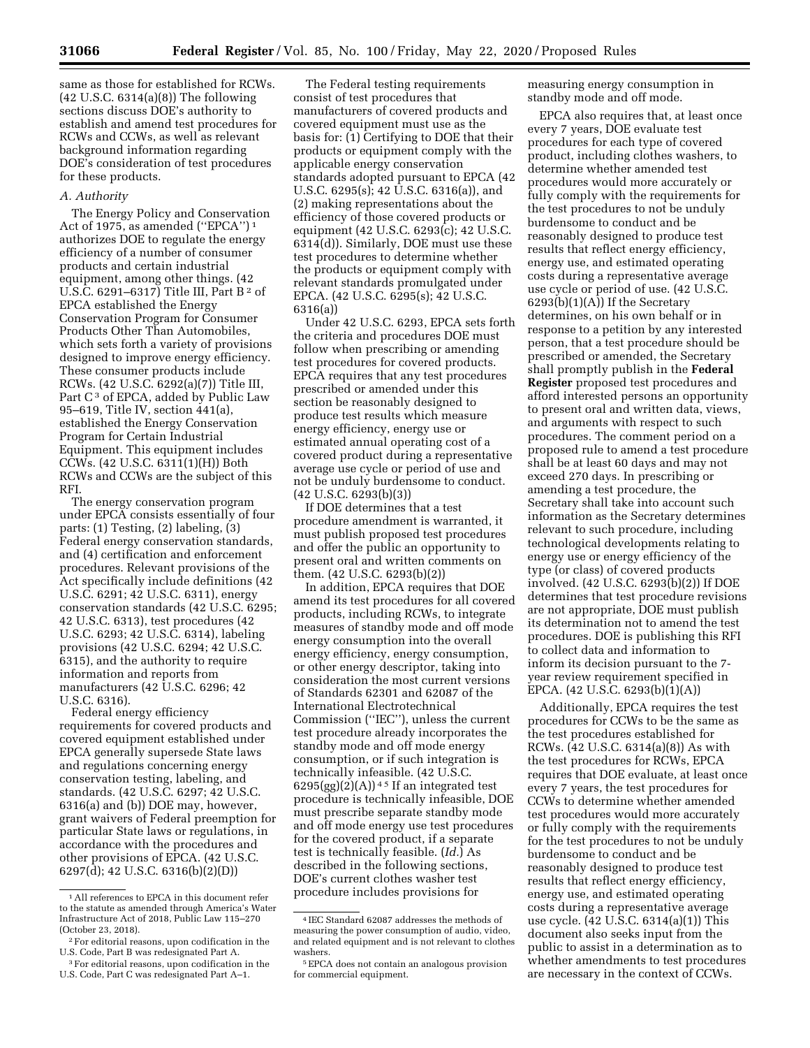same as those for established for RCWs. (42 U.S.C. 6314(a)(8)) The following sections discuss DOE's authority to establish and amend test procedures for RCWs and CCWs, as well as relevant background information regarding DOE's consideration of test procedures for these products.

### A. Authority

The Energy Policy and Conservation Act of 1975, as amended ("EPCA") [1] authorizes DOE to regulate the energy efficiency of a number of consumer products and certain industrial equipment, among other things. (42 U.S.C. 6291–6317) Title III, Part B [2] of EPCA established the Energy Conservation Program for Consumer Products Other Than Automobiles, which sets forth a variety of provisions designed to improve energy efficiency. These consumer products include RCWs. (42 U.S.C. 6292(a)(7)) Title III, Part C [3] of EPCA, added by Public Law 95–619, Title IV, section 441(a), established the Energy Conservation Program for Certain Industrial Equipment. This equipment includes CCWs. (42 U.S.C. 6311(1)(H)) Both RCWs and CCWs are the subject of this RFI.

The energy conservation program under EPCA consists essentially of four parts: (1) Testing, (2) labeling, (3) Federal energy conservation standards, and (4) certification and enforcement procedures. Relevant provisions of the Act specifically include definitions (42 U.S.C. 6291; 42 U.S.C. 6311), energy conservation standards (42 U.S.C. 6295; 42 U.S.C. 6313), test procedures (42 U.S.C. 6293; 42 U.S.C. 6314), labeling provisions (42 U.S.C. 6294; 42 U.S.C. 6315), and the authority to require information and reports from manufacturers (42 U.S.C. 6296; 42 U.S.C. 6316).

Federal energy efficiency requirements for covered products and covered equipment established under EPCA generally supersede State laws and regulations concerning energy conservation testing, labeling, and standards. (42 U.S.C. 6297; 42 U.S.C. 6316(a) and (b)) DOE may, however, grant waivers of Federal preemption for particular State laws or regulations, in accordance with the procedures and other provisions of EPCA. (42 U.S.C. 6297(d); 42 U.S.C. 6316(b)(2)(D))

The Federal testing requirements consist of test procedures that manufacturers of covered products and covered equipment must use as the basis for: (1) Certifying to DOE that their products or equipment comply with the applicable energy conservation standards adopted pursuant to EPCA (42 U.S.C. 6295(s); 42 U.S.C. 6316(a)), and (2) making representations about the efficiency of those covered products or equipment (42 U.S.C. 6293(c); 42 U.S.C. 6314(d)). Similarly, DOE must use these test procedures to determine whether the products or equipment comply with relevant standards promulgated under EPCA. (42 U.S.C. 6295(s); 42 U.S.C. 6316(a))

Under 42 U.S.C. 6293, EPCA sets forth the criteria and procedures DOE must follow when prescribing or amending test procedures for covered products. EPCA requires that any test procedures prescribed or amended under this section be reasonably designed to produce test results which measure energy efficiency, energy use or estimated annual operating cost of a covered product during a representative average use cycle or period of use and not be unduly burdensome to conduct. (42 U.S.C. 6293(b)(3))

If DOE determines that a test procedure amendment is warranted, it must publish proposed test procedures and offer the public an opportunity to present oral and written comments on them. (42 U.S.C. 6293(b)(2))

In addition, EPCA requires that DOE amend its test procedures for all covered products, including RCWs, to integrate measures of standby mode and off mode energy consumption into the overall energy efficiency, energy consumption, or other energy descriptor, taking into consideration the most current versions of Standards 62301 and 62087 of the International Electrotechnical Commission ("IEC"), unless the current test procedure already incorporates the standby mode and off mode energy consumption, or if such integration is technically infeasible. (42 U.S.C. 6295(gg)(2)(A)) [4] [5] If an integrated test procedure is technically infeasible, DOE must prescribe separate standby mode and off mode energy use test procedures for the covered product, if a separate test is technically feasible. (*Id.*) As described in the following sections, DOE's current clothes washer test procedure includes provisions for measuring energy consumption in standby mode and off mode.

EPCA also requires that, at least once every 7 years, DOE evaluate test procedures for each type of covered product, including clothes washers, to determine whether amended test procedures would more accurately or fully comply with the requirements for the test procedures to not be unduly burdensome to conduct and be reasonably designed to produce test results that reflect energy efficiency, energy use, and estimated operating costs during a representative average use cycle or period of use. (42 U.S.C. 6293(b)(1)(A)) If the Secretary determines, on his own behalf or in response to a petition by any interested person, that a test procedure should be prescribed or amended, the Secretary shall promptly publish in the **Federal Register** proposed test procedures and afford interested persons an opportunity to present oral and written data, views, and arguments with respect to such procedures. The comment period on a proposed rule to amend a test procedure shall be at least 60 days and may not exceed 270 days. In prescribing or amending a test procedure, the Secretary shall take into account such information as the Secretary determines relevant to such procedure, including technological developments relating to energy use or energy efficiency of the type (or class) of covered products involved. (42 U.S.C. 6293(b)(2)) If DOE determines that test procedure revisions are not appropriate, DOE must publish its determination not to amend the test procedures. DOE is publishing this RFI to collect data and information to inform its decision pursuant to the 7-year review requirement specified in EPCA. (42 U.S.C. 6293(b)(1)(A))

Additionally, EPCA requires the test procedures for CCWs to be the same as the test procedures established for RCWs. (42 U.S.C. 6314(a)(8)) As with the test procedures for RCWs, EPCA requires that DOE evaluate, at least once every 7 years, the test procedures for CCWs to determine whether amended test procedures would more accurately or fully comply with the requirements for the test procedures to not be unduly burdensome to conduct and be reasonably designed to produce test results that reflect energy efficiency, energy use, and estimated operating costs during a representative average use cycle. (42 U.S.C. 6314(a)(1)) This document also seeks input from the public to assist in a determination as to whether amendments to test procedures are necessary in the context of CCWs.

---

[1] All references to EPCA in this document refer to the statute as amended through America's Water Infrastructure Act of 2018, Public Law 115–270 (October 23, 2018).

[2] For editorial reasons, upon codification in the U.S. Code, Part B was redesignated Part A.

[3] For editorial reasons, upon codification in the U.S. Code, Part C was redesignated Part A–1.

[4] IEC Standard 62087 addresses the methods of measuring the power consumption of audio, video, and related equipment and is not relevant to clothes washers.

[5] EPCA does not contain an analogous provision for commercial equipment.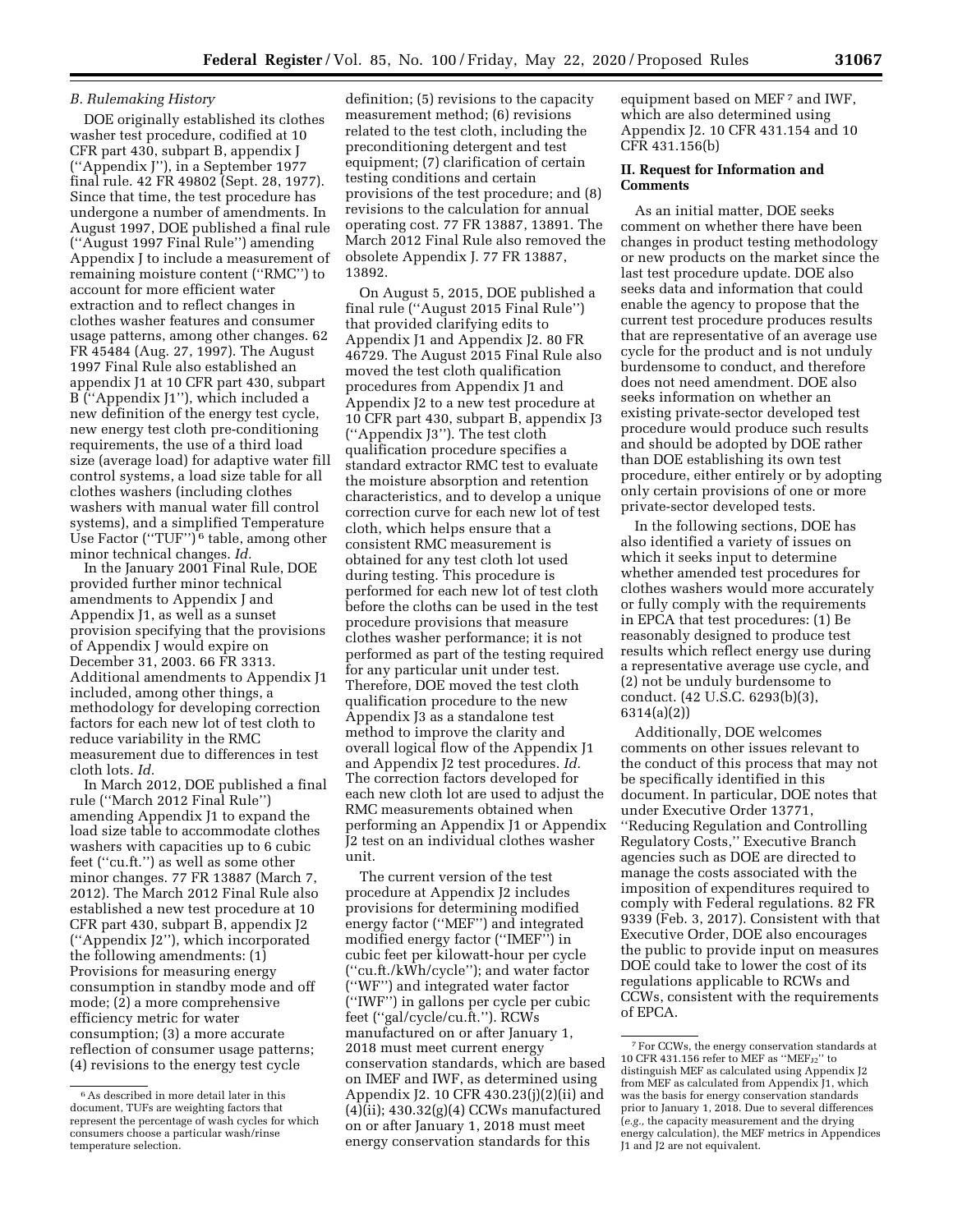### B. Rulemaking History

DOE originally established its clothes washer test procedure, codified at 10 CFR part 430, subpart B, appendix J (''Appendix J''), in a September 1977 final rule. 42 FR 49802 (Sept. 28, 1977). Since that time, the test procedure has undergone a number of amendments. In August 1997, DOE published a final rule (''August 1997 Final Rule'') amending Appendix J to include a measurement of remaining moisture content (''RMC'') to account for more efficient water extraction and to reflect changes in clothes washer features and consumer usage patterns, among other changes. 62 FR 45484 (Aug. 27, 1997). The August 1997 Final Rule also established an appendix J1 at 10 CFR part 430, subpart B (''Appendix J1''), which included a new definition of the energy test cycle, new energy test cloth pre-conditioning requirements, the use of a third load size (average load) for adaptive water fill control systems, a load size table for all clothes washers (including clothes washers with manual water fill control systems), and a simplified Temperature Use Factor (''TUF'')[6] table, among other minor technical changes. *Id.*

In the January 2001 Final Rule, DOE provided further minor technical amendments to Appendix J and Appendix J1, as well as a sunset provision specifying that the provisions of Appendix J would expire on December 31, 2003. 66 FR 3313. Additional amendments to Appendix J1 included, among other things, a methodology for developing correction factors for each new lot of test cloth to reduce variability in the RMC measurement due to differences in test cloth lots. *Id.*

In March 2012, DOE published a final rule (''March 2012 Final Rule'') amending Appendix J1 to expand the load size table to accommodate clothes washers with capacities up to 6 cubic feet (''cu.ft.'') as well as some other minor changes. 77 FR 13887 (March 7, 2012). The March 2012 Final Rule also established a new test procedure at 10 CFR part 430, subpart B, appendix J2 (''Appendix J2''), which incorporated the following amendments: (1) Provisions for measuring energy consumption in standby mode and off mode; (2) a more comprehensive efficiency metric for water consumption; (3) a more accurate reflection of consumer usage patterns; (4) revisions to the energy test cycle definition; (5) revisions to the capacity measurement method; (6) revisions related to the test cloth, including the preconditioning detergent and test equipment; (7) clarification of certain testing conditions and certain provisions of the test procedure; and (8) revisions to the calculation for annual operating cost. 77 FR 13887, 13891. The March 2012 Final Rule also removed the obsolete Appendix J. 77 FR 13887, 13892.

On August 5, 2015, DOE published a final rule (''August 2015 Final Rule'') that provided clarifying edits to Appendix J1 and Appendix J2. 80 FR 46729. The August 2015 Final Rule also moved the test cloth qualification procedures from Appendix J1 and Appendix J2 to a new test procedure at 10 CFR part 430, subpart B, appendix J3 (''Appendix J3''). The test cloth qualification procedure specifies a standard extractor RMC test to evaluate the moisture absorption and retention characteristics, and to develop a unique correction curve for each new lot of test cloth, which helps ensure that a consistent RMC measurement is obtained for any test cloth lot used during testing. This procedure is performed for each new lot of test cloth before the cloths can be used in the test procedure provisions that measure clothes washer performance; it is not performed as part of the testing required for any particular unit under test. Therefore, DOE moved the test cloth qualification procedure to the new Appendix J3 as a standalone test method to improve the clarity and overall logical flow of the Appendix J1 and Appendix J2 test procedures. *Id.* The correction factors developed for each new cloth lot are used to adjust the RMC measurements obtained when performing an Appendix J1 or Appendix J2 test on an individual clothes washer unit.

The current version of the test procedure at Appendix J2 includes provisions for determining modified energy factor (''MEF'') and integrated modified energy factor (''IMEF'') in cubic feet per kilowatt-hour per cycle (''cu.ft./kWh/cycle''); and water factor (''WF'') and integrated water factor (''IWF'') in gallons per cycle per cubic feet (''gal/cycle/cu.ft.''). RCWs manufactured on or after January 1, 2018 must meet current energy conservation standards, which are based on IMEF and IWF, as determined using Appendix J2. 10 CFR 430.23(j)(2)(ii) and (4)(ii); 430.32(g)(4) CCWs manufactured on or after January 1, 2018 must meet energy conservation standards for this equipment based on MEF[7] and IWF, which are also determined using Appendix J2. 10 CFR 431.154 and 10 CFR 431.156(b)

## II. Request for Information and Comments

As an initial matter, DOE seeks comment on whether there have been changes in product testing methodology or new products on the market since the last test procedure update. DOE also seeks data and information that could enable the agency to propose that the current test procedure produces results that are representative of an average use cycle for the product and is not unduly burdensome to conduct, and therefore does not need amendment. DOE also seeks information on whether an existing private-sector developed test procedure would produce such results and should be adopted by DOE rather than DOE establishing its own test procedure, either entirely or by adopting only certain provisions of one or more private-sector developed tests.

In the following sections, DOE has also identified a variety of issues on which it seeks input to determine whether amended test procedures for clothes washers would more accurately or fully comply with the requirements in EPCA that test procedures: (1) Be reasonably designed to produce test results which reflect energy use during a representative average use cycle, and (2) not be unduly burdensome to conduct. (42 U.S.C. 6293(b)(3), 6314(a)(2))

Additionally, DOE welcomes comments on other issues relevant to the conduct of this process that may not be specifically identified in this document. In particular, DOE notes that under Executive Order 13771, ''Reducing Regulation and Controlling Regulatory Costs,'' Executive Branch agencies such as DOE are directed to manage the costs associated with the imposition of expenditures required to comply with Federal regulations. 82 FR 9339 (Feb. 3, 2017). Consistent with that Executive Order, DOE also encourages the public to provide input on measures DOE could take to lower the cost of its regulations applicable to RCWs and CCWs, consistent with the requirements of EPCA.

---

[6] As described in more detail later in this document, TUFs are weighting factors that represent the percentage of wash cycles for which consumers choose a particular wash/rinse temperature selection.

[7] For CCWs, the energy conservation standards at 10 CFR 431.156 refer to MEF as ''$MEF_{J2}$'' to distinguish MEF as calculated using Appendix J2 from MEF as calculated from Appendix J1, which was the basis for energy conservation standards prior to January 1, 2018. Due to several differences (*e.g.,* the capacity measurement and the drying energy calculation), the MEF metrics in Appendices J1 and J2 are not equivalent.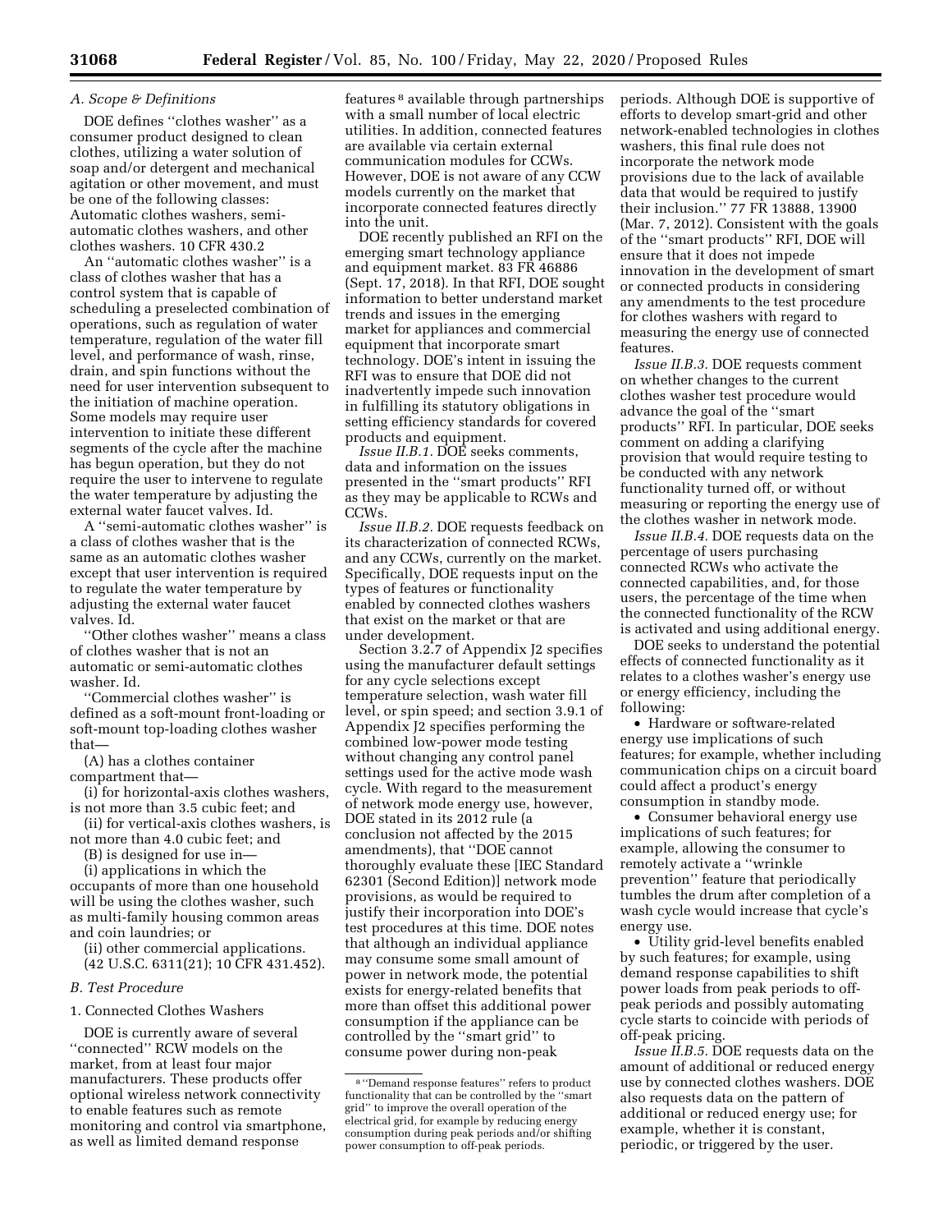### *A. Scope & Definitions*

DOE defines ''clothes washer'' as a consumer product designed to clean clothes, utilizing a water solution of soap and/or detergent and mechanical agitation or other movement, and must be one of the following classes: Automatic clothes washers, semi-automatic clothes washers, and other clothes washers. 10 CFR 430.2

An ''automatic clothes washer'' is a class of clothes washer that has a control system that is capable of scheduling a preselected combination of operations, such as regulation of water temperature, regulation of the water fill level, and performance of wash, rinse, drain, and spin functions without the need for user intervention subsequent to the initiation of machine operation. Some models may require user intervention to initiate these different segments of the cycle after the machine has begun operation, but they do not require the user to intervene to regulate the water temperature by adjusting the external water faucet valves. Id.

A ''semi-automatic clothes washer'' is a class of clothes washer that is the same as an automatic clothes washer except that user intervention is required to regulate the water temperature by adjusting the external water faucet valves. Id.

''Other clothes washer'' means a class of clothes washer that is not an automatic or semi-automatic clothes washer. Id.

''Commercial clothes washer'' is defined as a soft-mount front-loading or soft-mount top-loading clothes washer that—

(A) has a clothes container compartment that—

(i) for horizontal-axis clothes washers, is not more than 3.5 cubic feet; and

(ii) for vertical-axis clothes washers, is not more than 4.0 cubic feet; and

(B) is designed for use in—

(i) applications in which the occupants of more than one household will be using the clothes washer, such as multi-family housing common areas and coin laundries; or

(ii) other commercial applications. (42 U.S.C. 6311(21); 10 CFR 431.452).

### *B. Test Procedure*

#### 1. Connected Clothes Washers

DOE is currently aware of several ''connected'' RCW models on the market, from at least four major manufacturers. These products offer optional wireless network connectivity to enable features such as remote monitoring and control via smartphone, as well as limited demand response features [8] available through partnerships with a small number of local electric utilities. In addition, connected features are available via certain external communication modules for CCWs. However, DOE is not aware of any CCW models currently on the market that incorporate connected features directly into the unit.

DOE recently published an RFI on the emerging smart technology appliance and equipment market. 83 FR 46886 (Sept. 17, 2018). In that RFI, DOE sought information to better understand market trends and issues in the emerging market for appliances and commercial equipment that incorporate smart technology. DOE's intent in issuing the RFI was to ensure that DOE did not inadvertently impede such innovation in fulfilling its statutory obligations in setting efficiency standards for covered products and equipment.

*Issue II.B.1.* DOE seeks comments, data and information on the issues presented in the ''smart products'' RFI as they may be applicable to RCWs and CCWs.

*Issue II.B.2.* DOE requests feedback on its characterization of connected RCWs, and any CCWs, currently on the market. Specifically, DOE requests input on the types of features or functionality enabled by connected clothes washers that exist on the market or that are under development.

Section 3.2.7 of Appendix J2 specifies using the manufacturer default settings for any cycle selections except temperature selection, wash water fill level, or spin speed; and section 3.9.1 of Appendix J2 specifies performing the combined low-power mode testing without changing any control panel settings used for the active mode wash cycle. With regard to the measurement of network mode energy use, however, DOE stated in its 2012 rule (a conclusion not affected by the 2015 amendments), that ''DOE cannot thoroughly evaluate these [IEC Standard 62301 (Second Edition)] network mode provisions, as would be required to justify their incorporation into DOE's test procedures at this time. DOE notes that although an individual appliance may consume some small amount of power in network mode, the potential exists for energy-related benefits that more than offset this additional power consumption if the appliance can be controlled by the ''smart grid'' to consume power during non-peak periods. Although DOE is supportive of efforts to develop smart-grid and other network-enabled technologies in clothes washers, this final rule does not incorporate the network mode provisions due to the lack of available data that would be required to justify their inclusion.'' 77 FR 13888, 13900 (Mar. 7, 2012). Consistent with the goals of the ''smart products'' RFI, DOE will ensure that it does not impede innovation in the development of smart or connected products in considering any amendments to the test procedure for clothes washers with regard to measuring the energy use of connected features.

*Issue II.B.3.* DOE requests comment on whether changes to the current clothes washer test procedure would advance the goal of the ''smart products'' RFI. In particular, DOE seeks comment on adding a clarifying provision that would require testing to be conducted with any network functionality turned off, or without measuring or reporting the energy use of the clothes washer in network mode.

*Issue II.B.4.* DOE requests data on the percentage of users purchasing connected RCWs who activate the connected capabilities, and, for those users, the percentage of the time when the connected functionality of the RCW is activated and using additional energy.

DOE seeks to understand the potential effects of connected functionality as it relates to a clothes washer's energy use or energy efficiency, including the following:

- Hardware or software-related energy use implications of such features; for example, whether including communication chips on a circuit board could affect a product's energy consumption in standby mode.
- Consumer behavioral energy use implications of such features; for example, allowing the consumer to remotely activate a ''wrinkle prevention'' feature that periodically tumbles the drum after completion of a wash cycle would increase that cycle's energy use.
- Utility grid-level benefits enabled by such features; for example, using demand response capabilities to shift power loads from peak periods to off-peak periods and possibly automating cycle starts to coincide with periods of off-peak pricing.

*Issue II.B.5.* DOE requests data on the amount of additional or reduced energy use by connected clothes washers. DOE also requests data on the pattern of additional or reduced energy use; for example, whether it is constant, periodic, or triggered by the user.

[8] ''Demand response features'' refers to product functionality that can be controlled by the ''smart grid'' to improve the overall operation of the electrical grid, for example by reducing energy consumption during peak periods and/or shifting power consumption to off-peak periods.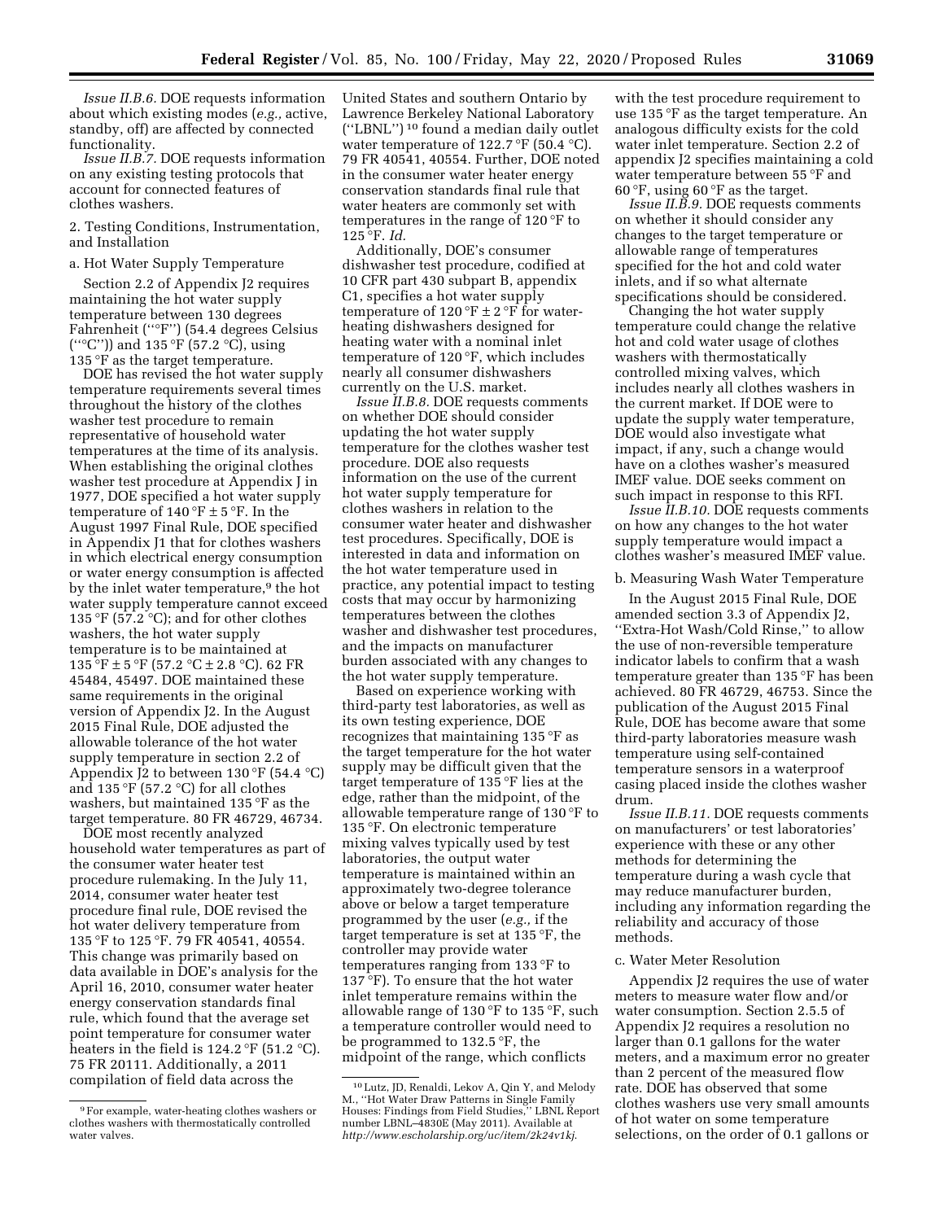*Issue II.B.6.* DOE requests information about which existing modes (*e.g.,* active, standby, off) are affected by connected functionality.

*Issue II.B.7.* DOE requests information on any existing testing protocols that account for connected features of clothes washers.

2. Testing Conditions, Instrumentation, and Installation

a. Hot Water Supply Temperature

Section 2.2 of Appendix J2 requires maintaining the hot water supply temperature between 130 degrees Fahrenheit ("°F") (54.4 degrees Celsius ("°C")) and 135 °F (57.2 °C), using 135 °F as the target temperature.

DOE has revised the hot water supply temperature requirements several times throughout the history of the clothes washer test procedure to remain representative of household water temperatures at the time of its analysis. When establishing the original clothes washer test procedure at Appendix J in 1977, DOE specified a hot water supply temperature of 140 °F ± 5 °F. In the August 1997 Final Rule, DOE specified in Appendix J1 that for clothes washers in which electrical energy consumption or water energy consumption is affected by the inlet water temperature,[9] the hot water supply temperature cannot exceed 135 °F (57.2 °C); and for other clothes washers, the hot water supply temperature is to be maintained at 135 °F ± 5 °F (57.2 °C ± 2.8 °C). 62 FR 45484, 45497. DOE maintained these same requirements in the original version of Appendix J2. In the August 2015 Final Rule, DOE adjusted the allowable tolerance of the hot water supply temperature in section 2.2 of Appendix J2 to between 130 °F (54.4 °C) and 135 °F (57.2 °C) for all clothes washers, but maintained 135 °F as the target temperature. 80 FR 46729, 46734.

DOE most recently analyzed household water temperatures as part of the consumer water heater test procedure rulemaking. In the July 11, 2014, consumer water heater test procedure final rule, DOE revised the hot water delivery temperature from 135 °F to 125 °F. 79 FR 40541, 40554. This change was primarily based on data available in DOE's analysis for the April 16, 2010, consumer water heater energy conservation standards final rule, which found that the average set point temperature for consumer water heaters in the field is 124.2 °F (51.2 °C). 75 FR 20111. Additionally, a 2011 compilation of field data across the United States and southern Ontario by Lawrence Berkeley National Laboratory ("LBNL")[10] found a median daily outlet water temperature of 122.7 °F (50.4 °C). 79 FR 40541, 40554. Further, DOE noted in the consumer water heater energy conservation standards final rule that water heaters are commonly set with temperatures in the range of 120 °F to 125 °F. *Id.*

Additionally, DOE's consumer dishwasher test procedure, codified at 10 CFR part 430 subpart B, appendix C1, specifies a hot water supply temperature of 120 °F ± 2 °F for water-heating dishwashers designed for heating water with a nominal inlet temperature of 120 °F, which includes nearly all consumer dishwashers currently on the U.S. market.

*Issue II.B.8.* DOE requests comments on whether DOE should consider updating the hot water supply temperature for the clothes washer test procedure. DOE also requests information on the use of the current hot water supply temperature for clothes washers in relation to the consumer water heater and dishwasher test procedures. Specifically, DOE is interested in data and information on the hot water temperature used in practice, any potential impact to testing costs that may occur by harmonizing temperatures between the clothes washer and dishwasher test procedures, and the impacts on manufacturer burden associated with any changes to the hot water supply temperature.

Based on experience working with third-party test laboratories, as well as its own testing experience, DOE recognizes that maintaining 135 °F as the target temperature for the hot water supply may be difficult given that the target temperature of 135 °F lies at the edge, rather than the midpoint, of the allowable temperature range of 130 °F to 135 °F. On electronic temperature mixing valves typically used by test laboratories, the output water temperature is maintained within an approximately two-degree tolerance above or below a target temperature programmed by the user (*e.g.,* if the target temperature is set at 135 °F, the controller may provide water temperatures ranging from 133 °F to 137 °F). To ensure that the hot water inlet temperature remains within the allowable range of 130 °F to 135 °F, such a temperature controller would need to be programmed to 132.5 °F, the midpoint of the range, which conflicts with the test procedure requirement to use 135 °F as the target temperature. An analogous difficulty exists for the cold water inlet temperature. Section 2.2 of appendix J2 specifies maintaining a cold water temperature between 55 °F and 60 °F, using 60 °F as the target.

*Issue II.B.9.* DOE requests comments on whether it should consider any changes to the target temperature or allowable range of temperatures specified for the hot and cold water inlets, and if so what alternate specifications should be considered.

Changing the hot water supply temperature could change the relative hot and cold water usage of clothes washers with thermostatically controlled mixing valves, which includes nearly all clothes washers in the current market. If DOE were to update the supply water temperature, DOE would also investigate what impact, if any, such a change would have on a clothes washer's measured IMEF value. DOE seeks comment on such impact in response to this RFI.

*Issue II.B.10.* DOE requests comments on how any changes to the hot water supply temperature would impact a clothes washer's measured IMEF value.

b. Measuring Wash Water Temperature

In the August 2015 Final Rule, DOE amended section 3.3 of Appendix J2, "Extra-Hot Wash/Cold Rinse," to allow the use of non-reversible temperature indicator labels to confirm that a wash temperature greater than 135 °F has been achieved. 80 FR 46729, 46753. Since the publication of the August 2015 Final Rule, DOE has become aware that some third-party laboratories measure wash temperature using self-contained temperature sensors in a waterproof casing placed inside the clothes washer drum.

*Issue II.B.11.* DOE requests comments on manufacturers' or test laboratories' experience with these or any other methods for determining the temperature during a wash cycle that may reduce manufacturer burden, including any information regarding the reliability and accuracy of those methods.

c. Water Meter Resolution

Appendix J2 requires the use of water meters to measure water flow and/or water consumption. Section 2.5.5 of Appendix J2 requires a resolution no larger than 0.1 gallons for the water meters, and a maximum error no greater than 2 percent of the measured flow rate. DOE has observed that some clothes washers use very small amounts of hot water on some temperature selections, on the order of 0.1 gallons or

[9] For example, water-heating clothes washers or clothes washers with thermostatically controlled water valves.

[10] Lutz, JD, Renaldi, Lekov A, Qin Y, and Melody M., "Hot Water Draw Patterns in Single Family Houses: Findings from Field Studies," LBNL Report number LBNL–4830E (May 2011). Available at *http://www.escholarship.org/uc/item/2k24v1kj.*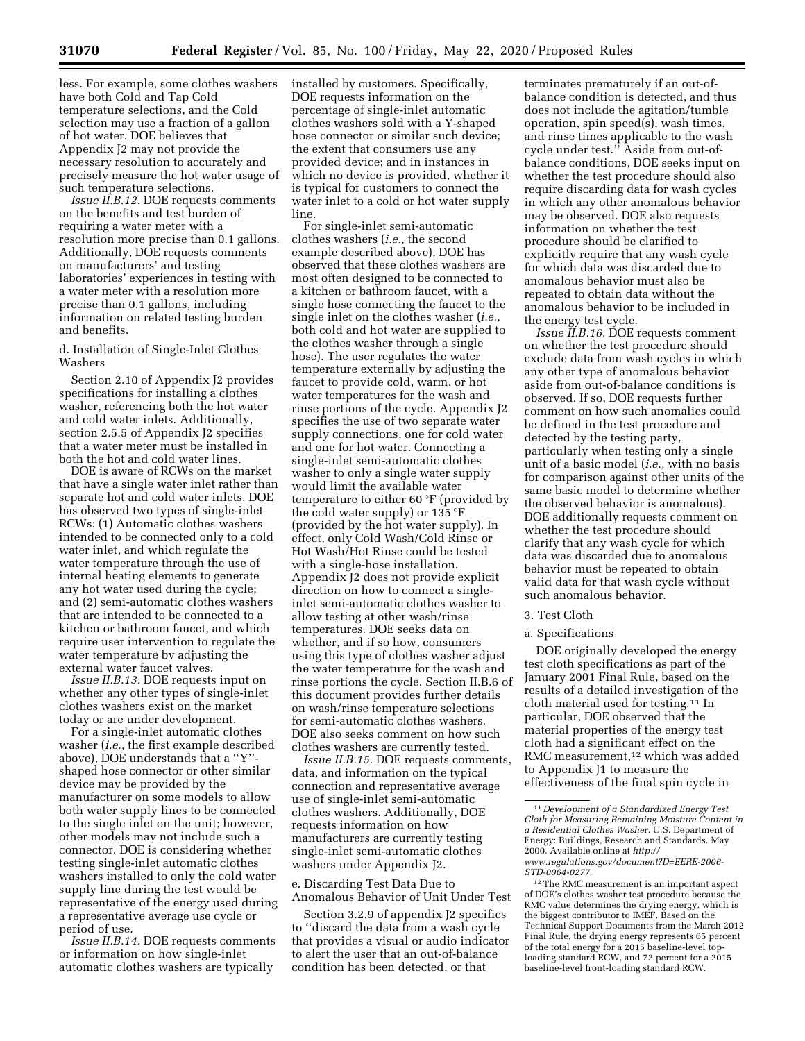less. For example, some clothes washers have both Cold and Tap Cold temperature selections, and the Cold selection may use a fraction of a gallon of hot water. DOE believes that Appendix J2 may not provide the necessary resolution to accurately and precisely measure the hot water usage of such temperature selections.

*Issue II.B.12.* DOE requests comments on the benefits and test burden of requiring a water meter with a resolution more precise than 0.1 gallons. Additionally, DOE requests comments on manufacturers' and testing laboratories' experiences in testing with a water meter with a resolution more precise than 0.1 gallons, including information on related testing burden and benefits.

d. Installation of Single-Inlet Clothes Washers

Section 2.10 of Appendix J2 provides specifications for installing a clothes washer, referencing both the hot water and cold water inlets. Additionally, section 2.5.5 of Appendix J2 specifies that a water meter must be installed in both the hot and cold water lines.

DOE is aware of RCWs on the market that have a single water inlet rather than separate hot and cold water inlets. DOE has observed two types of single-inlet RCWs: (1) Automatic clothes washers intended to be connected only to a cold water inlet, and which regulate the water temperature through the use of internal heating elements to generate any hot water used during the cycle; and (2) semi-automatic clothes washers that are intended to be connected to a kitchen or bathroom faucet, and which require user intervention to regulate the water temperature by adjusting the external water faucet valves.

*Issue II.B.13.* DOE requests input on whether any other types of single-inlet clothes washers exist on the market today or are under development.

For a single-inlet automatic clothes washer (*i.e.,* the first example described above), DOE understands that a ''Y''-shaped hose connector or other similar device may be provided by the manufacturer on some models to allow both water supply lines to be connected to the single inlet on the unit; however, other models may not include such a connector. DOE is considering whether testing single-inlet automatic clothes washers installed to only the cold water supply line during the test would be representative of the energy used during a representative average use cycle or period of use.

*Issue II.B.14.* DOE requests comments or information on how single-inlet automatic clothes washers are typically installed by customers. Specifically, DOE requests information on the percentage of single-inlet automatic clothes washers sold with a Y-shaped hose connector or similar such device; the extent that consumers use any provided device; and in instances in which no device is provided, whether it is typical for customers to connect the water inlet to a cold or hot water supply line.

For single-inlet semi-automatic clothes washers (*i.e.,* the second example described above), DOE has observed that these clothes washers are most often designed to be connected to a kitchen or bathroom faucet, with a single hose connecting the faucet to the single inlet on the clothes washer (*i.e.,* both cold and hot water are supplied to the clothes washer through a single hose). The user regulates the water temperature externally by adjusting the faucet to provide cold, warm, or hot water temperatures for the wash and rinse portions of the cycle. Appendix J2 specifies the use of two separate water supply connections, one for cold water and one for hot water. Connecting a single-inlet semi-automatic clothes washer to only a single water supply would limit the available water temperature to either 60 °F (provided by the cold water supply) or 135 °F (provided by the hot water supply). In effect, only Cold Wash/Cold Rinse or Hot Wash/Hot Rinse could be tested with a single-hose installation. Appendix J2 does not provide explicit direction on how to connect a single-inlet semi-automatic clothes washer to allow testing at other wash/rinse temperatures. DOE seeks data on whether, and if so how, consumers using this type of clothes washer adjust the water temperature for the wash and rinse portions the cycle. Section II.B.6 of this document provides further details on wash/rinse temperature selections for semi-automatic clothes washers. DOE also seeks comment on how such clothes washers are currently tested.

*Issue II.B.15.* DOE requests comments, data, and information on the typical connection and representative average use of single-inlet semi-automatic clothes washers. Additionally, DOE requests information on how manufacturers are currently testing single-inlet semi-automatic clothes washers under Appendix J2.

e. Discarding Test Data Due to Anomalous Behavior of Unit Under Test

Section 3.2.9 of appendix J2 specifies to ''discard the data from a wash cycle that provides a visual or audio indicator to alert the user that an out-of-balance condition has been detected, or that terminates prematurely if an out-of-balance condition is detected, and thus does not include the agitation/tumble operation, spin speed(s), wash times, and rinse times applicable to the wash cycle under test.'' Aside from out-of-balance conditions, DOE seeks input on whether the test procedure should also require discarding data for wash cycles in which any other anomalous behavior may be observed. DOE also requests information on whether the test procedure should be clarified to explicitly require that any wash cycle for which data was discarded due to anomalous behavior must also be repeated to obtain data without the anomalous behavior to be included in the energy test cycle.

*Issue II.B.16.* DOE requests comment on whether the test procedure should exclude data from wash cycles in which any other type of anomalous behavior aside from out-of-balance conditions is observed. If so, DOE requests further comment on how such anomalies could be defined in the test procedure and detected by the testing party, particularly when testing only a single unit of a basic model (*i.e.,* with no basis for comparison against other units of the same basic model to determine whether the observed behavior is anomalous). DOE additionally requests comment on whether the test procedure should clarify that any wash cycle for which data was discarded due to anomalous behavior must be repeated to obtain valid data for that wash cycle without such anomalous behavior.

3. Test Cloth

a. Specifications

DOE originally developed the energy test cloth specifications as part of the January 2001 Final Rule, based on the results of a detailed investigation of the cloth material used for testing.[11] In particular, DOE observed that the material properties of the energy test cloth had a significant effect on the RMC measurement,[12] which was added to Appendix J1 to measure the effectiveness of the final spin cycle in

[11] *Development of a Standardized Energy Test Cloth for Measuring Remaining Moisture Content in a Residential Clothes Washer.* U.S. Department of Energy: Buildings, Research and Standards. May 2000. Available online at *http://www.regulations.gov/document?D=EERE-2006-STD-0064-0277.*

[12] The RMC measurement is an important aspect of DOE's clothes washer test procedure because the RMC value determines the drying energy, which is the biggest contributor to IMEF. Based on the Technical Support Documents from the March 2012 Final Rule, the drying energy represents 65 percent of the total energy for a 2015 baseline-level top-loading standard RCW, and 72 percent for a 2015 baseline-level front-loading standard RCW.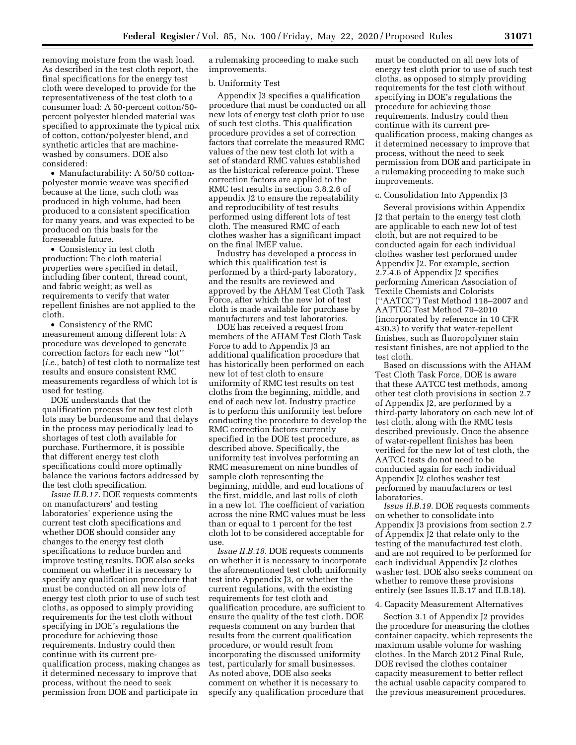removing moisture from the wash load. As described in the test cloth report, the final specifications for the energy test cloth were developed to provide for the representativeness of the test cloth to a consumer load: A 50-percent cotton/50-percent polyester blended material was specified to approximate the typical mix of cotton, cotton/polyester blend, and synthetic articles that are machine-washed by consumers. DOE also considered:

• Manufacturability: A 50/50 cotton-polyester momie weave was specified because at the time, such cloth was produced in high volume, had been produced to a consistent specification for many years, and was expected to be produced on this basis for the foreseeable future.

• Consistency in test cloth production: The cloth material properties were specified in detail, including fiber content, thread count, and fabric weight; as well as requirements to verify that water repellent finishes are not applied to the cloth.

• Consistency of the RMC measurement among different lots: A procedure was developed to generate correction factors for each new ''lot'' (*i.e.,* batch) of test cloth to normalize test results and ensure consistent RMC measurements regardless of which lot is used for testing.

DOE understands that the qualification process for new test cloth lots may be burdensome and that delays in the process may periodically lead to shortages of test cloth available for purchase. Furthermore, it is possible that different energy test cloth specifications could more optimally balance the various factors addressed by the test cloth specification.

*Issue II.B.17.* DOE requests comments on manufacturers' and testing laboratories' experience using the current test cloth specifications and whether DOE should consider any changes to the energy test cloth specifications to reduce burden and improve testing results. DOE also seeks comment on whether it is necessary to specify any qualification procedure that must be conducted on all new lots of energy test cloth prior to use of such test cloths, as opposed to simply providing requirements for the test cloth without specifying in DOE's regulations the procedure for achieving those requirements. Industry could then continue with its current pre-qualification process, making changes as it determined necessary to improve that process, without the need to seek permission from DOE and participate in a rulemaking proceeding to make such improvements.

b. Uniformity Test

Appendix J3 specifies a qualification procedure that must be conducted on all new lots of energy test cloth prior to use of such test cloths. This qualification procedure provides a set of correction factors that correlate the measured RMC values of the new test cloth lot with a set of standard RMC values established as the historical reference point. These correction factors are applied to the RMC test results in section 3.8.2.6 of appendix J2 to ensure the repeatability and reproducibility of test results performed using different lots of test cloth. The measured RMC of each clothes washer has a significant impact on the final IMEF value.

Industry has developed a process in which this qualification test is performed by a third-party laboratory, and the results are reviewed and approved by the AHAM Test Cloth Task Force, after which the new lot of test cloth is made available for purchase by manufacturers and test laboratories.

DOE has received a request from members of the AHAM Test Cloth Task Force to add to Appendix J3 an additional qualification procedure that has historically been performed on each new lot of test cloth to ensure uniformity of RMC test results on test cloths from the beginning, middle, and end of each new lot. Industry practice is to perform this uniformity test before conducting the procedure to develop the RMC correction factors currently specified in the DOE test procedure, as described above. Specifically, the uniformity test involves performing an RMC measurement on nine bundles of sample cloth representing the beginning, middle, and end locations of the first, middle, and last rolls of cloth in a new lot. The coefficient of variation across the nine RMC values must be less than or equal to 1 percent for the test cloth lot to be considered acceptable for use.

*Issue II.B.18.* DOE requests comments on whether it is necessary to incorporate the aforementioned test cloth uniformity test into Appendix J3, or whether the current regulations, with the existing requirements for test cloth and qualification procedure, are sufficient to ensure the quality of the test cloth. DOE requests comment on any burden that results from the current qualification procedure, or would result from incorporating the discussed uniformity test, particularly for small businesses. As noted above, DOE also seeks comment on whether it is necessary to specify any qualification procedure that must be conducted on all new lots of energy test cloth prior to use of such test cloths, as opposed to simply providing requirements for the test cloth without specifying in DOE's regulations the procedure for achieving those requirements. Industry could then continue with its current pre-qualification process, making changes as it determined necessary to improve that process, without the need to seek permission from DOE and participate in a rulemaking proceeding to make such improvements.

c. Consolidation Into Appendix J3

Several provisions within Appendix J2 that pertain to the energy test cloth are applicable to each new lot of test cloth, but are not required to be conducted again for each individual clothes washer test performed under Appendix J2. For example, section 2.7.4.6 of Appendix J2 specifies performing American Association of Textile Chemists and Colorists (''AATCC'') Test Method 118–2007 and AATTCC Test Method 79–2010 (incorporated by reference in 10 CFR 430.3) to verify that water-repellent finishes, such as fluoropolymer stain resistant finishes, are not applied to the test cloth.

Based on discussions with the AHAM Test Cloth Task Force, DOE is aware that these AATCC test methods, among other test cloth provisions in section 2.7 of Appendix J2, are performed by a third-party laboratory on each new lot of test cloth, along with the RMC tests described previously. Once the absence of water-repellent finishes has been verified for the new lot of test cloth, the AATCC tests do not need to be conducted again for each individual Appendix J2 clothes washer test performed by manufacturers or test laboratories.

*Issue II.B.19.* DOE requests comments on whether to consolidate into Appendix J3 provisions from section 2.7 of Appendix J2 that relate only to the testing of the manufactured test cloth, and are not required to be performed for each individual Appendix J2 clothes washer test. DOE also seeks comment on whether to remove these provisions entirely (see Issues II.B.17 and II.B.18).

4. Capacity Measurement Alternatives

Section 3.1 of Appendix J2 provides the procedure for measuring the clothes container capacity, which represents the maximum usable volume for washing clothes. In the March 2012 Final Rule, DOE revised the clothes container capacity measurement to better reflect the actual usable capacity compared to the previous measurement procedures.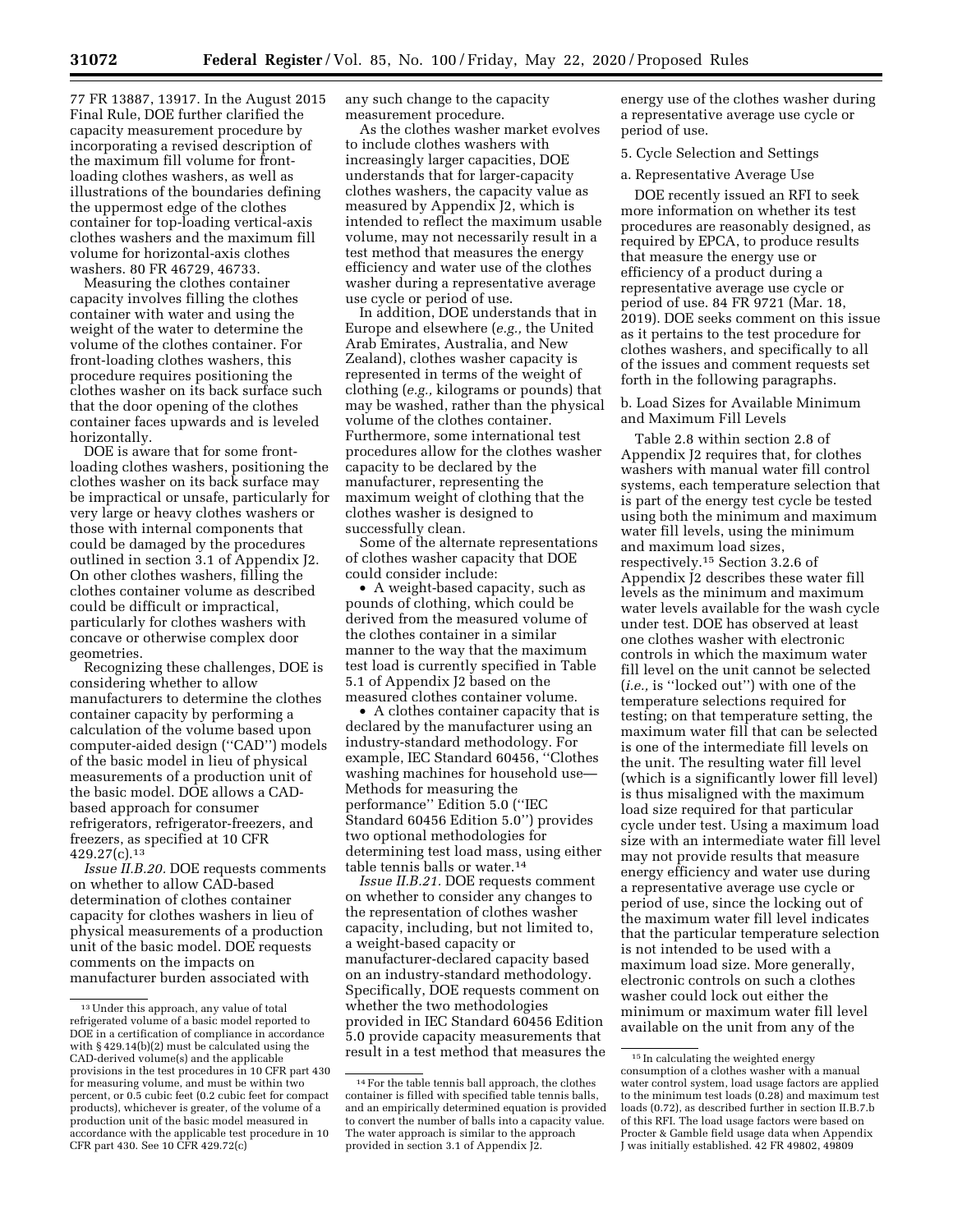77 FR 13887, 13917. In the August 2015 Final Rule, DOE further clarified the capacity measurement procedure by incorporating a revised description of the maximum fill volume for front-loading clothes washers, as well as illustrations of the boundaries defining the uppermost edge of the clothes container for top-loading vertical-axis clothes washers and the maximum fill volume for horizontal-axis clothes washers. 80 FR 46729, 46733.

Measuring the clothes container capacity involves filling the clothes container with water and using the weight of the water to determine the volume of the clothes container. For front-loading clothes washers, this procedure requires positioning the clothes washer on its back surface such that the door opening of the clothes container faces upwards and is leveled horizontally.

DOE is aware that for some front-loading clothes washers, positioning the clothes washer on its back surface may be impractical or unsafe, particularly for very large or heavy clothes washers or those with internal components that could be damaged by the procedures outlined in section 3.1 of Appendix J2. On other clothes washers, filling the clothes container volume as described could be difficult or impractical, particularly for clothes washers with concave or otherwise complex door geometries.

Recognizing these challenges, DOE is considering whether to allow manufacturers to determine the clothes container capacity by performing a calculation of the volume based upon computer-aided design (''CAD'') models of the basic model in lieu of physical measurements of a production unit of the basic model. DOE allows a CAD-based approach for consumer refrigerators, refrigerator-freezers, and freezers, as specified at 10 CFR 429.27(c).[13]

*Issue II.B.20.* DOE requests comments on whether to allow CAD-based determination of clothes container capacity for clothes washers in lieu of physical measurements of a production unit of the basic model. DOE requests comments on the impacts on manufacturer burden associated with any such change to the capacity measurement procedure.

As the clothes washer market evolves to include clothes washers with increasingly larger capacities, DOE understands that for larger-capacity clothes washers, the capacity value as measured by Appendix J2, which is intended to reflect the maximum usable volume, may not necessarily result in a test method that measures the energy efficiency and water use of the clothes washer during a representative average use cycle or period of use.

In addition, DOE understands that in Europe and elsewhere (*e.g.,* the United Arab Emirates, Australia, and New Zealand), clothes washer capacity is represented in terms of the weight of clothing (*e.g.,* kilograms or pounds) that may be washed, rather than the physical volume of the clothes container. Furthermore, some international test procedures allow for the clothes washer capacity to be declared by the manufacturer, representing the maximum weight of clothing that the clothes washer is designed to successfully clean.

Some of the alternate representations of clothes washer capacity that DOE could consider include:

- A weight-based capacity, such as pounds of clothing, which could be derived from the measured volume of the clothes container in a similar manner to the way that the maximum test load is currently specified in Table 5.1 of Appendix J2 based on the measured clothes container volume.
- A clothes container capacity that is declared by the manufacturer using an industry-standard methodology. For example, IEC Standard 60456, ''Clothes washing machines for household use—Methods for measuring the performance'' Edition 5.0 (''IEC Standard 60456 Edition 5.0'') provides two optional methodologies for determining test load mass, using either table tennis balls or water.[14]

*Issue II.B.21.* DOE requests comment on whether to consider any changes to the representation of clothes washer capacity, including, but not limited to, a weight-based capacity or manufacturer-declared capacity based on an industry-standard methodology. Specifically, DOE requests comment on whether the two methodologies provided in IEC Standard 60456 Edition 5.0 provide capacity measurements that result in a test method that measures the energy use of the clothes washer during a representative average use cycle or period of use.

5. Cycle Selection and Settings

a. Representative Average Use

DOE recently issued an RFI to seek more information on whether its test procedures are reasonably designed, as required by EPCA, to produce results that measure the energy use or efficiency of a product during a representative average use cycle or period of use. 84 FR 9721 (Mar. 18, 2019). DOE seeks comment on this issue as it pertains to the test procedure for clothes washers, and specifically to all of the issues and comment requests set forth in the following paragraphs.

b. Load Sizes for Available Minimum and Maximum Fill Levels

Table 2.8 within section 2.8 of Appendix J2 requires that, for clothes washers with manual water fill control systems, each temperature selection that is part of the energy test cycle be tested using both the minimum and maximum water fill levels, using the minimum and maximum load sizes, respectively.[15] Section 3.2.6 of Appendix J2 describes these water fill levels as the minimum and maximum water levels available for the wash cycle under test. DOE has observed at least one clothes washer with electronic controls in which the maximum water fill level on the unit cannot be selected (*i.e.,* is ''locked out'') with one of the temperature selections required for testing; on that temperature setting, the maximum water fill that can be selected is one of the intermediate fill levels on the unit. The resulting water fill level (which is a significantly lower fill level) is thus misaligned with the maximum load size required for that particular cycle under test. Using a maximum load size with an intermediate water fill level may not provide results that measure energy efficiency and water use during a representative average use cycle or period of use, since the locking out of the maximum water fill level indicates that the particular temperature selection is not intended to be used with a maximum load size. More generally, electronic controls on such a clothes washer could lock out either the minimum or maximum water fill level available on the unit from any of the

---

[13] Under this approach, any value of total refrigerated volume of a basic model reported to DOE in a certification of compliance in accordance with § 429.14(b)(2) must be calculated using the CAD-derived volume(s) and the applicable provisions in the test procedures in 10 CFR part 430 for measuring volume, and must be within two percent, or 0.5 cubic feet (0.2 cubic feet for compact products), whichever is greater, of the volume of a production unit of the basic model measured in accordance with the applicable test procedure in 10 CFR part 430. See 10 CFR 429.72(c)

[14] For the table tennis ball approach, the clothes container is filled with specified table tennis balls, and an empirically determined equation is provided to convert the number of balls into a capacity value. The water approach is similar to the approach provided in section 3.1 of Appendix J2.

[15] In calculating the weighted energy consumption of a clothes washer with a manual water control system, load usage factors are applied to the minimum test loads (0.28) and maximum test loads (0.72), as described further in section II.B.7.b of this RFI. The load usage factors were based on Procter & Gamble field usage data when Appendix J was initially established. 42 FR 49802, 49809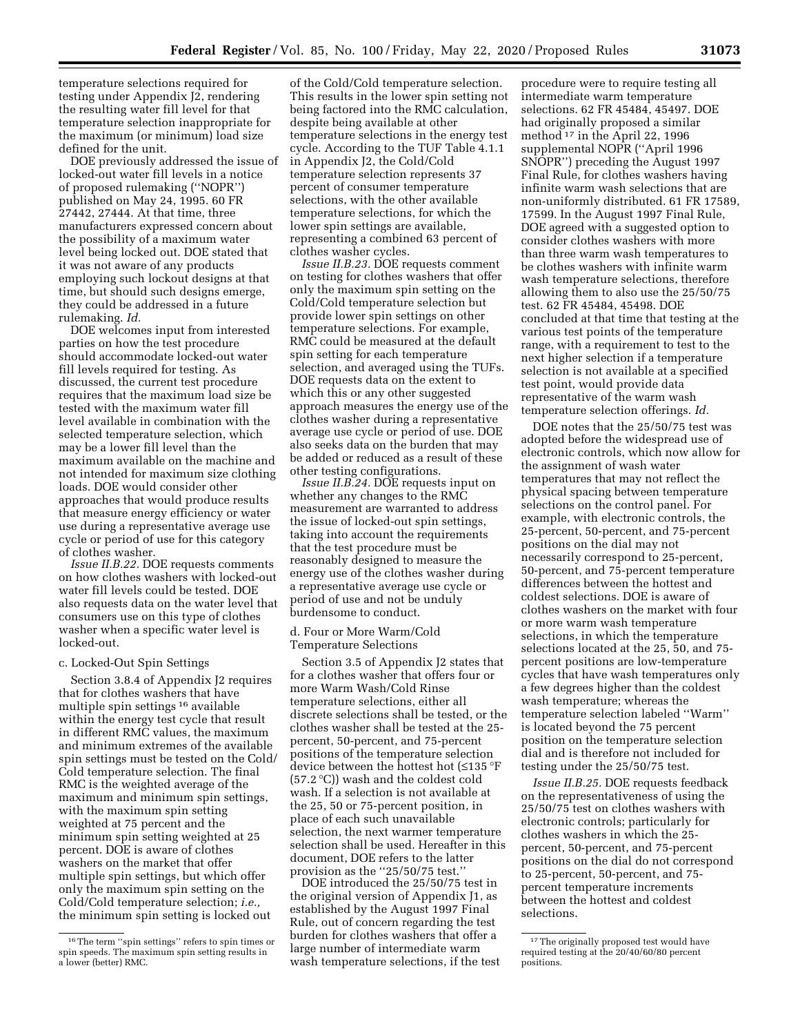temperature selections required for testing under Appendix J2, rendering the resulting water fill level for that temperature selection inappropriate for the maximum (or minimum) load size defined for the unit.

DOE previously addressed the issue of locked-out water fill levels in a notice of proposed rulemaking (''NOPR'') published on May 24, 1995. 60 FR 27442, 27444. At that time, three manufacturers expressed concern about the possibility of a maximum water level being locked out. DOE stated that it was not aware of any products employing such lockout designs at that time, but should such designs emerge, they could be addressed in a future rulemaking. *Id.*

DOE welcomes input from interested parties on how the test procedure should accommodate locked-out water fill levels required for testing. As discussed, the current test procedure requires that the maximum load size be tested with the maximum water fill level available in combination with the selected temperature selection, which may be a lower fill level than the maximum available on the machine and not intended for maximum size clothing loads. DOE would consider other approaches that would produce results that measure energy efficiency or water use during a representative average use cycle or period of use for this category of clothes washer.

*Issue II.B.22.* DOE requests comments on how clothes washers with locked-out water fill levels could be tested. DOE also requests data on the water level that consumers use on this type of clothes washer when a specific water level is locked-out.

### c. Locked-Out Spin Settings

Section 3.8.4 of Appendix J2 requires that for clothes washers that have multiple spin settings [16] available within the energy test cycle that result in different RMC values, the maximum and minimum extremes of the available spin settings must be tested on the Cold/Cold temperature selection. The final RMC is the weighted average of the maximum and minimum spin settings, with the maximum spin setting weighted at 75 percent and the minimum spin setting weighted at 25 percent. DOE is aware of clothes washers on the market that offer multiple spin settings, but which offer only the maximum spin setting on the Cold/Cold temperature selection; *i.e.,* the minimum spin setting is locked out of the Cold/Cold temperature selection. This results in the lower spin setting not being factored into the RMC calculation, despite being available at other temperature selections in the energy test cycle. According to the TUF Table 4.1.1 in Appendix J2, the Cold/Cold temperature selection represents 37 percent of consumer temperature selections, with the other available temperature selections, for which the lower spin settings are available, representing a combined 63 percent of clothes washer cycles.

*Issue II.B.23.* DOE requests comment on testing for clothes washers that offer only the maximum spin setting on the Cold/Cold temperature selection but provide lower spin settings on other temperature selections. For example, RMC could be measured at the default spin setting for each temperature selection, and averaged using the TUFs. DOE requests data on the extent to which this or any other suggested approach measures the energy use of the clothes washer during a representative average use cycle or period of use. DOE also seeks data on the burden that may be added or reduced as a result of these other testing configurations.

*Issue II.B.24.* DOE requests input on whether any changes to the RMC measurement are warranted to address the issue of locked-out spin settings, taking into account the requirements that the test procedure must be reasonably designed to measure the energy use of the clothes washer during a representative average use cycle or period of use and not be unduly burdensome to conduct.

### d. Four or More Warm/Cold Temperature Selections

Section 3.5 of Appendix J2 states that for a clothes washer that offers four or more Warm Wash/Cold Rinse temperature selections, either all discrete selections shall be tested, or the clothes washer shall be tested at the 25-percent, 50-percent, and 75-percent positions of the temperature selection device between the hottest hot (≤135 °F (57.2 °C)) wash and the coldest cold wash. If a selection is not available at the 25, 50 or 75-percent position, in place of each such unavailable selection, the next warmer temperature selection shall be used. Hereafter in this document, DOE refers to the latter provision as the ''25/50/75 test.''

DOE introduced the 25/50/75 test in the original version of Appendix J1, as established by the August 1997 Final Rule, out of concern regarding the test burden for clothes washers that offer a large number of intermediate warm wash temperature selections, if the test procedure were to require testing all intermediate warm temperature selections. 62 FR 45484, 45497. DOE had originally proposed a similar method [17] in the April 22, 1996 supplemental NOPR (''April 1996 SNOPR'') preceding the August 1997 Final Rule, for clothes washers having infinite warm wash selections that are non-uniformly distributed. 61 FR 17589, 17599. In the August 1997 Final Rule, DOE agreed with a suggested option to consider clothes washers with more than three warm wash temperatures to be clothes washers with infinite warm wash temperature selections, therefore allowing them to also use the 25/50/75 test. 62 FR 45484, 45498. DOE concluded at that time that testing at the various test points of the temperature range, with a requirement to test to the next higher selection if a temperature selection is not available at a specified test point, would provide data representative of the warm wash temperature selection offerings. *Id.*

DOE notes that the 25/50/75 test was adopted before the widespread use of electronic controls, which now allow for the assignment of wash water temperatures that may not reflect the physical spacing between temperature selections on the control panel. For example, with electronic controls, the 25-percent, 50-percent, and 75-percent positions on the dial may not necessarily correspond to 25-percent, 50-percent, and 75-percent temperature differences between the hottest and coldest selections. DOE is aware of clothes washers on the market with four or more warm wash temperature selections, in which the temperature selections located at the 25, 50, and 75-percent positions are low-temperature cycles that have wash temperatures only a few degrees higher than the coldest wash temperature; whereas the temperature selection labeled ''Warm'' is located beyond the 75 percent position on the temperature selection dial and is therefore not included for testing under the 25/50/75 test.

*Issue II.B.25.* DOE requests feedback on the representativeness of using the 25/50/75 test on clothes washers with electronic controls; particularly for clothes washers in which the 25-percent, 50-percent, and 75-percent positions on the dial do not correspond to 25-percent, 50-percent, and 75-percent temperature increments between the hottest and coldest selections.

---

[16] The term ''spin settings'' refers to spin times or spin speeds. The maximum spin setting results in a lower (better) RMC.

[17] The originally proposed test would have required testing at the 20/40/60/80 percent positions.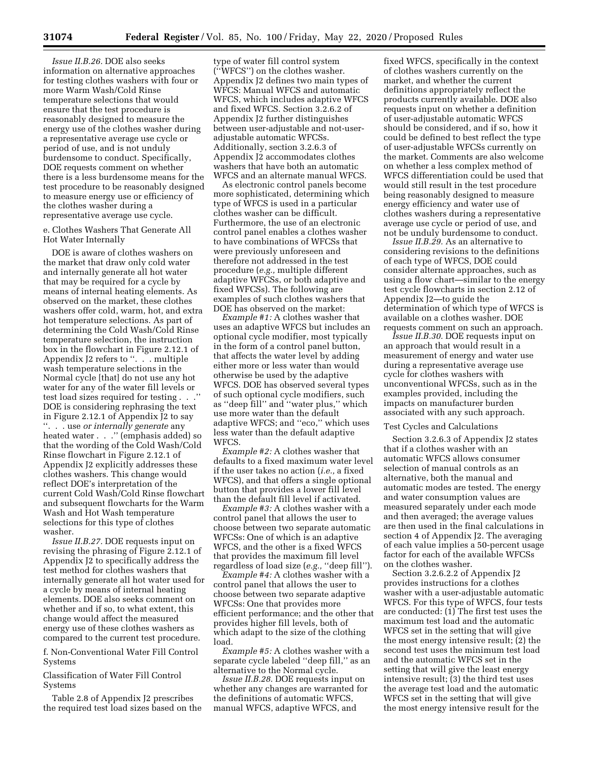*Issue II.B.26.* DOE also seeks information on alternative approaches for testing clothes washers with four or more Warm Wash/Cold Rinse temperature selections that would ensure that the test procedure is reasonably designed to measure the energy use of the clothes washer during a representative average use cycle or period of use, and is not unduly burdensome to conduct. Specifically, DOE requests comment on whether there is a less burdensome means for the test procedure to be reasonably designed to measure energy use or efficiency of the clothes washer during a representative average use cycle.

e. Clothes Washers That Generate All Hot Water Internally

DOE is aware of clothes washers on the market that draw only cold water and internally generate all hot water that may be required for a cycle by means of internal heating elements. As observed on the market, these clothes washers offer cold, warm, hot, and extra hot temperature selections. As part of determining the Cold Wash/Cold Rinse temperature selection, the instruction box in the flowchart in Figure 2.12.1 of Appendix J2 refers to ''. . . multiple wash temperature selections in the Normal cycle [that] do not use any hot water for any of the water fill levels or test load sizes required for testing . . .'' DOE is considering rephrasing the text in Figure 2.12.1 of Appendix J2 to say ''. . . use *or internally generate* any heated water . . .'' (emphasis added) so that the wording of the Cold Wash/Cold Rinse flowchart in Figure 2.12.1 of Appendix J2 explicitly addresses these clothes washers. This change would reflect DOE's interpretation of the current Cold Wash/Cold Rinse flowchart and subsequent flowcharts for the Warm Wash and Hot Wash temperature selections for this type of clothes washer.

*Issue II.B.27.* DOE requests input on revising the phrasing of Figure 2.12.1 of Appendix J2 to specifically address the test method for clothes washers that internally generate all hot water used for a cycle by means of internal heating elements. DOE also seeks comment on whether and if so, to what extent, this change would affect the measured energy use of these clothes washers as compared to the current test procedure.

f. Non-Conventional Water Fill Control Systems

Classification of Water Fill Control Systems

Table 2.8 of Appendix J2 prescribes the required test load sizes based on the type of water fill control system (''WFCS'') on the clothes washer. Appendix J2 defines two main types of WFCS: Manual WFCS and automatic WFCS, which includes adaptive WFCS and fixed WFCS. Section 3.2.6.2 of Appendix J2 further distinguishes between user-adjustable and not-user-adjustable automatic WFCSs. Additionally, section 3.2.6.3 of Appendix J2 accommodates clothes washers that have both an automatic WFCS and an alternate manual WFCS.

As electronic control panels become more sophisticated, determining which type of WFCS is used in a particular clothes washer can be difficult. Furthermore, the use of an electronic control panel enables a clothes washer to have combinations of WFCSs that were previously unforeseen and therefore not addressed in the test procedure (*e.g.,* multiple different adaptive WFCSs, or both adaptive and fixed WFCSs). The following are examples of such clothes washers that DOE has observed on the market:

*Example #1:* A clothes washer that uses an adaptive WFCS but includes an optional cycle modifier, most typically in the form of a control panel button, that affects the water level by adding either more or less water than would otherwise be used by the adaptive WFCS. DOE has observed several types of such optional cycle modifiers, such as ''deep fill'' and ''water plus,'' which use more water than the default adaptive WFCS; and ''eco,'' which uses less water than the default adaptive WFCS.

*Example #2:* A clothes washer that defaults to a fixed maximum water level if the user takes no action (*i.e.,* a fixed WFCS), and that offers a single optional button that provides a lower fill level than the default fill level if activated.

*Example #3:* A clothes washer with a control panel that allows the user to choose between two separate automatic WFCSs: One of which is an adaptive WFCS, and the other is a fixed WFCS that provides the maximum fill level regardless of load size (*e.g.,* ''deep fill'').

*Example #4:* A clothes washer with a control panel that allows the user to choose between two separate adaptive WFCSs: One that provides more efficient performance; and the other that provides higher fill levels, both of which adapt to the size of the clothing load.

*Example #5:* A clothes washer with a separate cycle labeled ''deep fill,'' as an alternative to the Normal cycle.

*Issue II.B.28.* DOE requests input on whether any changes are warranted for the definitions of automatic WFCS, manual WFCS, adaptive WFCS, and fixed WFCS, specifically in the context of clothes washers currently on the market, and whether the current definitions appropriately reflect the products currently available. DOE also requests input on whether a definition of user-adjustable automatic WFCS should be considered, and if so, how it could be defined to best reflect the type of user-adjustable WFCSs currently on the market. Comments are also welcome on whether a less complex method of WFCS differentiation could be used that would still result in the test procedure being reasonably designed to measure energy efficiency and water use of clothes washers during a representative average use cycle or period of use, and not be unduly burdensome to conduct.

*Issue II.B.29.* As an alternative to considering revisions to the definitions of each type of WFCS, DOE could consider alternate approaches, such as using a flow chart—similar to the energy test cycle flowcharts in section 2.12 of Appendix J2—to guide the determination of which type of WFCS is available on a clothes washer. DOE requests comment on such an approach.

*Issue II.B.30.* DOE requests input on an approach that would result in a measurement of energy and water use during a representative average use cycle for clothes washers with unconventional WFCSs, such as in the examples provided, including the impacts on manufacturer burden associated with any such approach.

Test Cycles and Calculations

Section 3.2.6.3 of Appendix J2 states that if a clothes washer with an automatic WFCS allows consumer selection of manual controls as an alternative, both the manual and automatic modes are tested. The energy and water consumption values are measured separately under each mode and then averaged; the average values are then used in the final calculations in section 4 of Appendix J2. The averaging of each value implies a 50-percent usage factor for each of the available WFCSs on the clothes washer.

Section 3.2.6.2.2 of Appendix J2 provides instructions for a clothes washer with a user-adjustable automatic WFCS. For this type of WFCS, four tests are conducted: (1) The first test uses the maximum test load and the automatic WFCS set in the setting that will give the most energy intensive result; (2) the second test uses the minimum test load and the automatic WFCS set in the setting that will give the least energy intensive result; (3) the third test uses the average test load and the automatic WFCS set in the setting that will give the most energy intensive result for the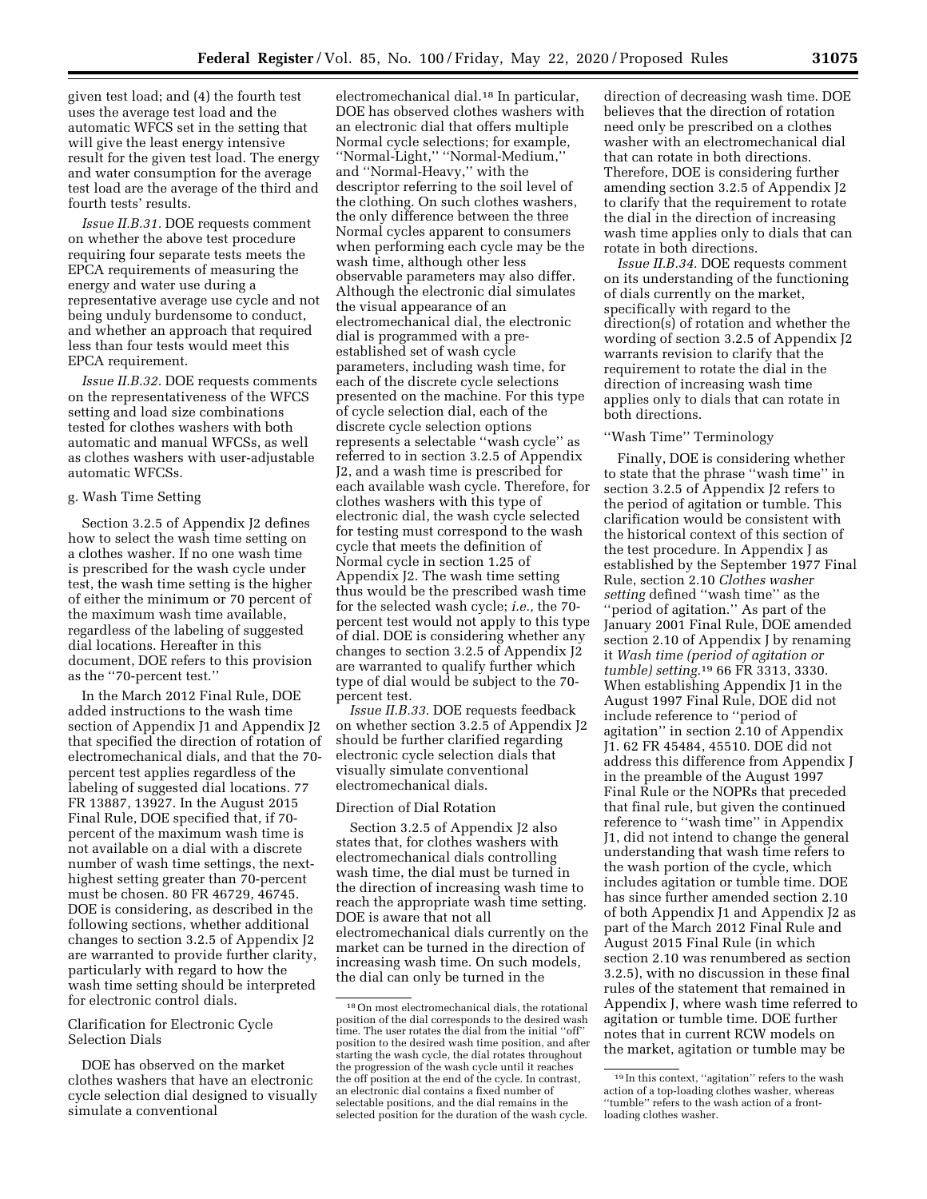given test load; and (4) the fourth test uses the average test load and the automatic WFCS set in the setting that will give the least energy intensive result for the given test load. The energy and water consumption for the average test load are the average of the third and fourth tests' results.

*Issue II.B.31.* DOE requests comment on whether the above test procedure requiring four separate tests meets the EPCA requirements of measuring the energy and water use during a representative average use cycle and not being unduly burdensome to conduct, and whether an approach that required less than four tests would meet this EPCA requirement.

*Issue II.B.32.* DOE requests comments on the representativeness of the WFCS setting and load size combinations tested for clothes washers with both automatic and manual WFCSs, as well as clothes washers with user-adjustable automatic WFCSs.

g. Wash Time Setting

Section 3.2.5 of Appendix J2 defines how to select the wash time setting on a clothes washer. If no one wash time is prescribed for the wash cycle under test, the wash time setting is the higher of either the minimum or 70 percent of the maximum wash time available, regardless of the labeling of suggested dial locations. Hereafter in this document, DOE refers to this provision as the ''70-percent test.''

In the March 2012 Final Rule, DOE added instructions to the wash time section of Appendix J1 and Appendix J2 that specified the direction of rotation of electromechanical dials, and that the 70-percent test applies regardless of the labeling of suggested dial locations. 77 FR 13887, 13927. In the August 2015 Final Rule, DOE specified that, if 70-percent of the maximum wash time is not available on a dial with a discrete number of wash time settings, the next-highest setting greater than 70-percent must be chosen. 80 FR 46729, 46745. DOE is considering, as described in the following sections, whether additional changes to section 3.2.5 of Appendix J2 are warranted to provide further clarity, particularly with regard to how the wash time setting should be interpreted for electronic control dials.

Clarification for Electronic Cycle Selection Dials

DOE has observed on the market clothes washers that have an electronic cycle selection dial designed to visually simulate a conventional electromechanical dial.[18] In particular, DOE has observed clothes washers with an electronic dial that offers multiple Normal cycle selections; for example, ''Normal-Light,'' ''Normal-Medium,'' and ''Normal-Heavy,'' with the descriptor referring to the soil level of the clothing. On such clothes washers, the only difference between the three Normal cycles apparent to consumers when performing each cycle may be the wash time, although other less observable parameters may also differ. Although the electronic dial simulates the visual appearance of an electromechanical dial, the electronic dial is programmed with a pre-established set of wash cycle parameters, including wash time, for each of the discrete cycle selections presented on the machine. For this type of cycle selection dial, each of the discrete cycle selection options represents a selectable ''wash cycle'' as referred to in section 3.2.5 of Appendix J2, and a wash time is prescribed for each available wash cycle. Therefore, for clothes washers with this type of electronic dial, the wash cycle selected for testing must correspond to the wash cycle that meets the definition of Normal cycle in section 1.25 of Appendix J2. The wash time setting thus would be the prescribed wash time for the selected wash cycle; *i.e.,* the 70-percent test would not apply to this type of dial. DOE is considering whether any changes to section 3.2.5 of Appendix J2 are warranted to qualify further which type of dial would be subject to the 70-percent test.

*Issue II.B.33.* DOE requests feedback on whether section 3.2.5 of Appendix J2 should be further clarified regarding electronic cycle selection dials that visually simulate conventional electromechanical dials.

Direction of Dial Rotation

Section 3.2.5 of Appendix J2 also states that, for clothes washers with electromechanical dials controlling wash time, the dial must be turned in the direction of increasing wash time to reach the appropriate wash time setting. DOE is aware that not all electromechanical dials currently on the market can be turned in the direction of increasing wash time. On such models, the dial can only be turned in the direction of decreasing wash time. DOE believes that the direction of rotation need only be prescribed on a clothes washer with an electromechanical dial that can rotate in both directions. Therefore, DOE is considering further amending section 3.2.5 of Appendix J2 to clarify that the requirement to rotate the dial in the direction of increasing wash time applies only to dials that can rotate in both directions.

*Issue II.B.34.* DOE requests comment on its understanding of the functioning of dials currently on the market, specifically with regard to the direction(s) of rotation and whether the wording of section 3.2.5 of Appendix J2 warrants revision to clarify that the requirement to rotate the dial in the direction of increasing wash time applies only to dials that can rotate in both directions.

''Wash Time'' Terminology

Finally, DOE is considering whether to state that the phrase ''wash time'' in section 3.2.5 of Appendix J2 refers to the period of agitation or tumble. This clarification would be consistent with the historical context of this section of the test procedure. In Appendix J as established by the September 1977 Final Rule, section 2.10 *Clothes washer setting* defined ''wash time'' as the ''period of agitation.'' As part of the January 2001 Final Rule, DOE amended section 2.10 of Appendix J by renaming it *Wash time (period of agitation or tumble) setting.*[19] 66 FR 3313, 3330. When establishing Appendix J1 in the August 1997 Final Rule, DOE did not include reference to ''period of agitation'' in section 2.10 of Appendix J1. 62 FR 45484, 45510. DOE did not address this difference from Appendix J in the preamble of the August 1997 Final Rule or the NOPRs that preceded that final rule, but given the continued reference to ''wash time'' in Appendix J1, did not intend to change the general understanding that wash time refers to the wash portion of the cycle, which includes agitation or tumble time. DOE has since further amended section 2.10 of both Appendix J1 and Appendix J2 as part of the March 2012 Final Rule and August 2015 Final Rule (in which section 2.10 was renumbered as section 3.2.5), with no discussion in these final rules of the statement that remained in Appendix J, where wash time referred to agitation or tumble time. DOE further notes that in current RCW models on the market, agitation or tumble may be

[18] On most electromechanical dials, the rotational position of the dial corresponds to the desired wash time. The user rotates the dial from the initial ''off'' position to the desired wash time position, and after starting the wash cycle, the dial rotates throughout the progression of the wash cycle until it reaches the off position at the end of the cycle. In contrast, an electronic dial contains a fixed number of selectable positions, and the dial remains in the selected position for the duration of the wash cycle.

[19] In this context, ''agitation'' refers to the wash action of a top-loading clothes washer, whereas ''tumble'' refers to the wash action of a front-loading clothes washer.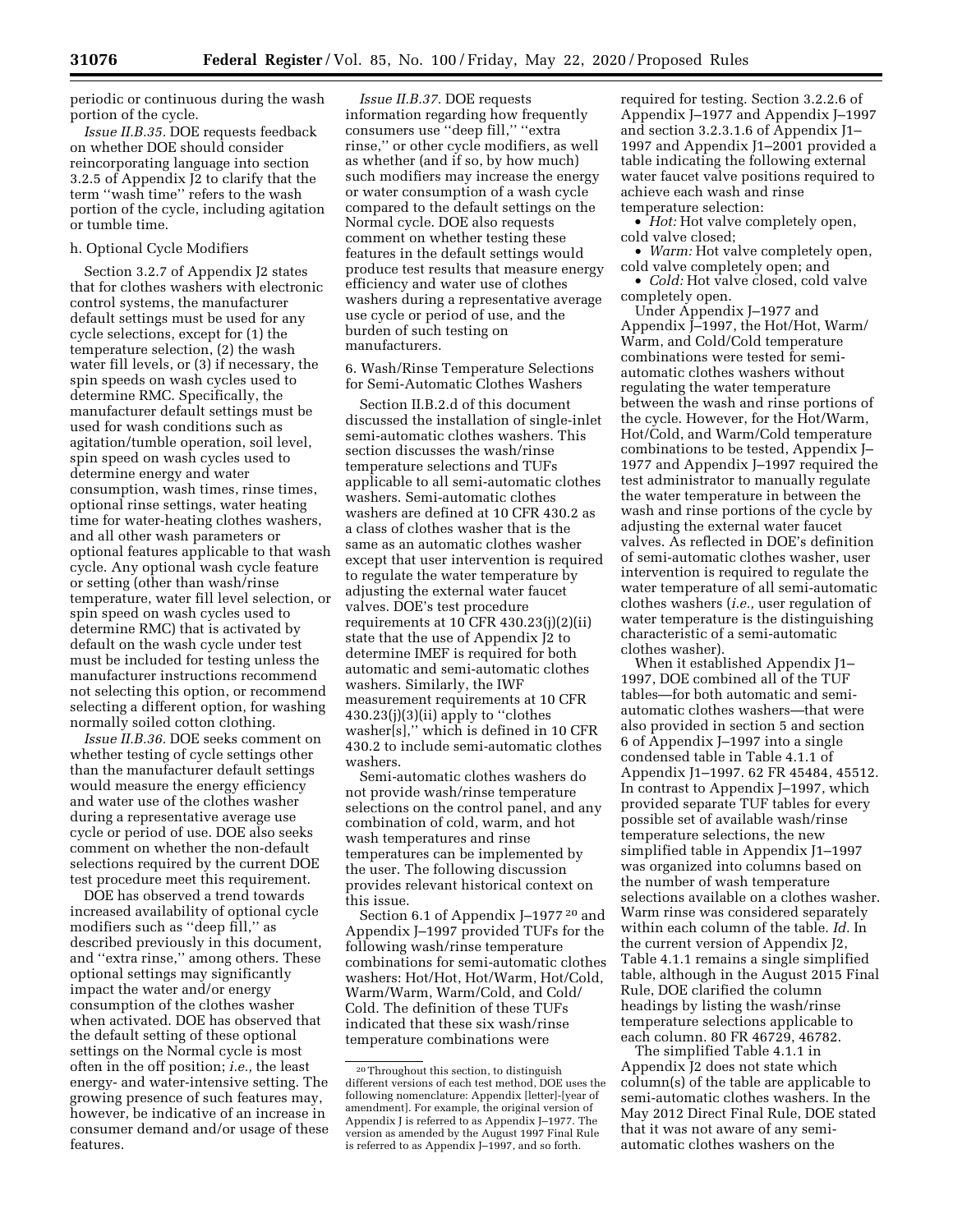periodic or continuous during the wash portion of the cycle.

*Issue II.B.35.* DOE requests feedback on whether DOE should consider reincorporating language into section 3.2.5 of Appendix J2 to clarify that the term ''wash time'' refers to the wash portion of the cycle, including agitation or tumble time.

h. Optional Cycle Modifiers

Section 3.2.7 of Appendix J2 states that for clothes washers with electronic control systems, the manufacturer default settings must be used for any cycle selections, except for (1) the temperature selection, (2) the wash water fill levels, or (3) if necessary, the spin speeds on wash cycles used to determine RMC. Specifically, the manufacturer default settings must be used for wash conditions such as agitation/tumble operation, soil level, spin speed on wash cycles used to determine energy and water consumption, wash times, rinse times, optional rinse settings, water heating time for water-heating clothes washers, and all other wash parameters or optional features applicable to that wash cycle. Any optional wash cycle feature or setting (other than wash/rinse temperature, water fill level selection, or spin speed on wash cycles used to determine RMC) that is activated by default on the wash cycle under test must be included for testing unless the manufacturer instructions recommend not selecting this option, or recommend selecting a different option, for washing normally soiled cotton clothing.

*Issue II.B.36.* DOE seeks comment on whether testing of cycle settings other than the manufacturer default settings would measure the energy efficiency and water use of the clothes washer during a representative average use cycle or period of use. DOE also seeks comment on whether the non-default selections required by the current DOE test procedure meet this requirement.

DOE has observed a trend towards increased availability of optional cycle modifiers such as ''deep fill,'' as described previously in this document, and ''extra rinse,'' among others. These optional settings may significantly impact the water and/or energy consumption of the clothes washer when activated. DOE has observed that the default setting of these optional settings on the Normal cycle is most often in the off position; *i.e.,* the least energy- and water-intensive setting. The growing presence of such features may, however, be indicative of an increase in consumer demand and/or usage of these features.

*Issue II.B.37.* DOE requests information regarding how frequently consumers use ''deep fill,'' ''extra rinse,'' or other cycle modifiers, as well as whether (and if so, by how much) such modifiers may increase the energy or water consumption of a wash cycle compared to the default settings on the Normal cycle. DOE also requests comment on whether testing these features in the default settings would produce test results that measure energy efficiency and water use of clothes washers during a representative average use cycle or period of use, and the burden of such testing on manufacturers.

6. Wash/Rinse Temperature Selections for Semi-Automatic Clothes Washers

Section II.B.2.d of this document discussed the installation of single-inlet semi-automatic clothes washers. This section discusses the wash/rinse temperature selections and TUFs applicable to all semi-automatic clothes washers. Semi-automatic clothes washers are defined at 10 CFR 430.2 as a class of clothes washer that is the same as an automatic clothes washer except that user intervention is required to regulate the water temperature by adjusting the external water faucet valves. DOE's test procedure requirements at 10 CFR 430.23(j)(2)(ii) state that the use of Appendix J2 to determine IMEF is required for both automatic and semi-automatic clothes washers. Similarly, the IWF measurement requirements at 10 CFR 430.23(j)(3)(ii) apply to ''clothes washer[s],'' which is defined in 10 CFR 430.2 to include semi-automatic clothes washers.

Semi-automatic clothes washers do not provide wash/rinse temperature selections on the control panel, and any combination of cold, warm, and hot wash temperatures and rinse temperatures can be implemented by the user. The following discussion provides relevant historical context on this issue.

Section 6.1 of Appendix J–1977 [20] and Appendix J–1997 provided TUFs for the following wash/rinse temperature combinations for semi-automatic clothes washers: Hot/Hot, Hot/Warm, Hot/Cold, Warm/Warm, Warm/Cold, and Cold/Cold. The definition of these TUFs indicated that these six wash/rinse temperature combinations were required for testing. Section 3.2.2.6 of Appendix J–1977 and Appendix J–1997 and section 3.2.3.1.6 of Appendix J1–1997 and Appendix J1–2001 provided a table indicating the following external water faucet valve positions required to achieve each wash and rinse temperature selection:

- *Hot:* Hot valve completely open, cold valve closed;
- *Warm:* Hot valve completely open, cold valve completely open; and
- *Cold:* Hot valve closed, cold valve completely open.

Under Appendix J–1977 and Appendix J–1997, the Hot/Hot, Warm/Warm, and Cold/Cold temperature combinations were tested for semi-automatic clothes washers without regulating the water temperature between the wash and rinse portions of the cycle. However, for the Hot/Warm, Hot/Cold, and Warm/Cold temperature combinations to be tested, Appendix J–1977 and Appendix J–1997 required the test administrator to manually regulate the water temperature in between the wash and rinse portions of the cycle by adjusting the external water faucet valves. As reflected in DOE's definition of semi-automatic clothes washer, user intervention is required to regulate the water temperature of all semi-automatic clothes washers (*i.e.,* user regulation of water temperature is the distinguishing characteristic of a semi-automatic clothes washer).

When it established Appendix J1–1997, DOE combined all of the TUF tables—for both automatic and semi-automatic clothes washers—that were also provided in section 5 and section 6 of Appendix J–1997 into a single condensed table in Table 4.1.1 of Appendix J1–1997. 62 FR 45484, 45512. In contrast to Appendix J–1997, which provided separate TUF tables for every possible set of available wash/rinse temperature selections, the new simplified table in Appendix J1–1997 was organized into columns based on the number of wash temperature selections available on a clothes washer. Warm rinse was considered separately within each column of the table. *Id.* In the current version of Appendix J2, Table 4.1.1 remains a single simplified table, although in the August 2015 Final Rule, DOE clarified the column headings by listing the wash/rinse temperature selections applicable to each column. 80 FR 46729, 46782.

The simplified Table 4.1.1 in Appendix J2 does not state which column(s) of the table are applicable to semi-automatic clothes washers. In the May 2012 Direct Final Rule, DOE stated that it was not aware of any semi-automatic clothes washers on the

[20] Throughout this section, to distinguish different versions of each test method, DOE uses the following nomenclature: Appendix [letter]-[year of amendment]. For example, the original version of Appendix J is referred to as Appendix J–1977. The version as amended by the August 1997 Final Rule is referred to as Appendix J–1997, and so forth.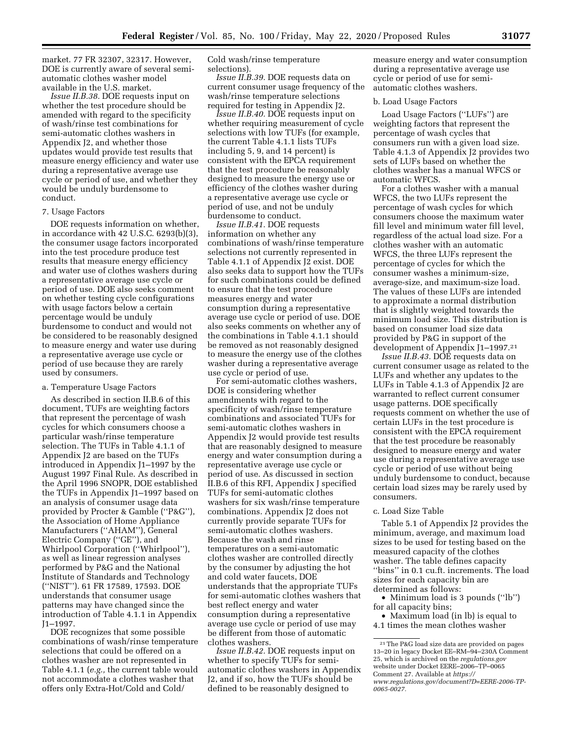market. 77 FR 32307, 32317. However, DOE is currently aware of several semi-automatic clothes washer model available in the U.S. market.

*Issue II.B.38.* DOE requests input on whether the test procedure should be amended with regard to the specificity of wash/rinse test combinations for semi-automatic clothes washers in Appendix J2, and whether those updates would provide test results that measure energy efficiency and water use during a representative average use cycle or period of use, and whether they would be unduly burdensome to conduct.

### 7. Usage Factors

DOE requests information on whether, in accordance with 42 U.S.C. 6293(b)(3), the consumer usage factors incorporated into the test procedure produce test results that measure energy efficiency and water use of clothes washers during a representative average use cycle or period of use. DOE also seeks comment on whether testing cycle configurations with usage factors below a certain percentage would be unduly burdensome to conduct and would not be considered to be reasonably designed to measure energy and water use during a representative average use cycle or period of use because they are rarely used by consumers.

#### a. Temperature Usage Factors

As described in section II.B.6 of this document, TUFs are weighting factors that represent the percentage of wash cycles for which consumers choose a particular wash/rinse temperature selection. The TUFs in Table 4.1.1 of Appendix J2 are based on the TUFs introduced in Appendix J1–1997 by the August 1997 Final Rule. As described in the April 1996 SNOPR, DOE established the TUFs in Appendix J1–1997 based on an analysis of consumer usage data provided by Procter & Gamble (''P&G''), the Association of Home Appliance Manufacturers (''AHAM''), General Electric Company (''GE''), and Whirlpool Corporation (''Whirlpool''), as well as linear regression analyses performed by P&G and the National Institute of Standards and Technology (''NIST''). 61 FR 17589, 17593. DOE understands that consumer usage patterns may have changed since the introduction of Table 4.1.1 in Appendix J1–1997.

DOE recognizes that some possible combinations of wash/rinse temperature selections that could be offered on a clothes washer are not represented in Table 4.1.1 (*e.g.,* the current table would not accommodate a clothes washer that offers only Extra-Hot/Cold and Cold/Cold wash/rinse temperature selections).

*Issue II.B.39.* DOE requests data on current consumer usage frequency of the wash/rinse temperature selections required for testing in Appendix J2.

*Issue II.B.40.* DOE requests input on whether requiring measurement of cycle selections with low TUFs (for example, the current Table 4.1.1 lists TUFs including 5, 9, and 14 percent) is consistent with the EPCA requirement that the test procedure be reasonably designed to measure the energy use or efficiency of the clothes washer during a representative average use cycle or period of use, and not be unduly burdensome to conduct.

*Issue II.B.41.* DOE requests information on whether any combinations of wash/rinse temperature selections not currently represented in Table 4.1.1 of Appendix J2 exist. DOE also seeks data to support how the TUFs for such combinations could be defined to ensure that the test procedure measures energy and water consumption during a representative average use cycle or period of use. DOE also seeks comments on whether any of the combinations in Table 4.1.1 should be removed as not reasonably designed to measure the energy use of the clothes washer during a representative average use cycle or period of use.

For semi-automatic clothes washers, DOE is considering whether amendments with regard to the specificity of wash/rinse temperature combinations and associated TUFs for semi-automatic clothes washers in Appendix J2 would provide test results that are reasonably designed to measure energy and water consumption during a representative average use cycle or period of use. As discussed in section II.B.6 of this RFI, Appendix J specified TUFs for semi-automatic clothes washers for six wash/rinse temperature combinations. Appendix J2 does not currently provide separate TUFs for semi-automatic clothes washers. Because the wash and rinse temperatures on a semi-automatic clothes washer are controlled directly by the consumer by adjusting the hot and cold water faucets, DOE understands that the appropriate TUFs for semi-automatic clothes washers that best reflect energy and water consumption during a representative average use cycle or period of use may be different from those of automatic clothes washers.

*Issue II.B.42.* DOE requests input on whether to specify TUFs for semi-automatic clothes washers in Appendix J2, and if so, how the TUFs should be defined to be reasonably designed to measure energy and water consumption during a representative average use cycle or period of use for semi-automatic clothes washers.

#### b. Load Usage Factors

Load Usage Factors (''LUFs'') are weighting factors that represent the percentage of wash cycles that consumers run with a given load size. Table 4.1.3 of Appendix J2 provides two sets of LUFs based on whether the clothes washer has a manual WFCS or automatic WFCS.

For a clothes washer with a manual WFCS, the two LUFs represent the percentage of wash cycles for which consumers choose the maximum water fill level and minimum water fill level, regardless of the actual load size. For a clothes washer with an automatic WFCS, the three LUFs represent the percentage of cycles for which the consumer washes a minimum-size, average-size, and maximum-size load. The values of these LUFs are intended to approximate a normal distribution that is slightly weighted towards the minimum load size. This distribution is based on consumer load size data provided by P&G in support of the development of Appendix J1–1997.[21]

*Issue II.B.43.* DOE requests data on current consumer usage as related to the LUFs and whether any updates to the LUFs in Table 4.1.3 of Appendix J2 are warranted to reflect current consumer usage patterns. DOE specifically requests comment on whether the use of certain LUFs in the test procedure is consistent with the EPCA requirement that the test procedure be reasonably designed to measure energy and water use during a representative average use cycle or period of use without being unduly burdensome to conduct, because certain load sizes may be rarely used by consumers.

#### c. Load Size Table

Table 5.1 of Appendix J2 provides the minimum, average, and maximum load sizes to be used for testing based on the measured capacity of the clothes washer. The table defines capacity ''bins'' in 0.1 cu.ft. increments. The load sizes for each capacity bin are determined as follows:

- Minimum load is 3 pounds (''lb'') for all capacity bins;
- Maximum load (in lb) is equal to 4.1 times the mean clothes washer

[21] The P&G load size data are provided on pages 13–20 in legacy Docket EE–RM–94–230A Comment 25, which is archived on the *regulations.gov* website under Docket EERE–2006–TP–0065 Comment 27. Available at *https://www.regulations.gov/document?D=EERE-2006-TP-0065-0027.*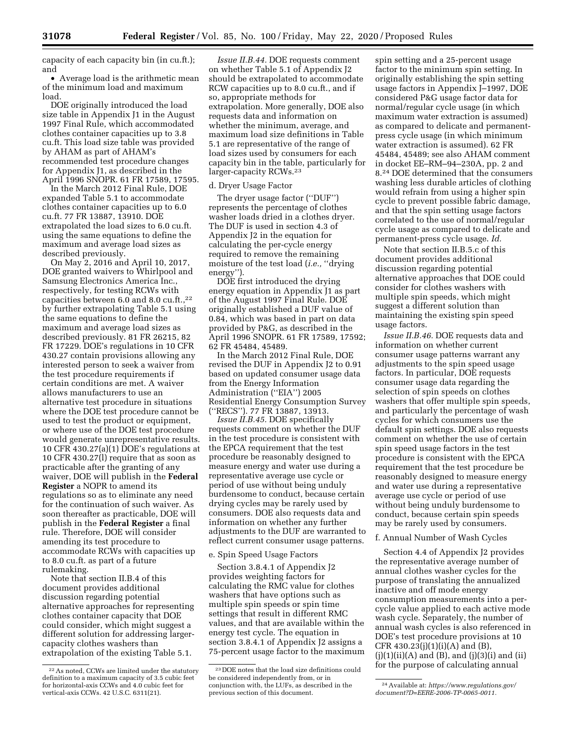capacity of each capacity bin (in cu.ft.); and

- Average load is the arithmetic mean of the minimum load and maximum load.

DOE originally introduced the load size table in Appendix J1 in the August 1997 Final Rule, which accommodated clothes container capacities up to 3.8 cu.ft. This load size table was provided by AHAM as part of AHAM's recommended test procedure changes for Appendix J1, as described in the April 1996 SNOPR. 61 FR 17589, 17595.

In the March 2012 Final Rule, DOE expanded Table 5.1 to accommodate clothes container capacities up to 6.0 cu.ft. 77 FR 13887, 13910. DOE extrapolated the load sizes to 6.0 cu.ft. using the same equations to define the maximum and average load sizes as described previously.

On May 2, 2016 and April 10, 2017, DOE granted waivers to Whirlpool and Samsung Electronics America Inc., respectively, for testing RCWs with capacities between 6.0 and 8.0 cu.ft.,[22] by further extrapolating Table 5.1 using the same equations to define the maximum and average load sizes as described previously. 81 FR 26215, 82 FR 17229. DOE's regulations in 10 CFR 430.27 contain provisions allowing any interested person to seek a waiver from the test procedure requirements if certain conditions are met. A waiver allows manufacturers to use an alternative test procedure in situations where the DOE test procedure cannot be used to test the product or equipment, or where use of the DOE test procedure would generate unrepresentative results. 10 CFR 430.27(a)(1) DOE's regulations at 10 CFR 430.27(l) require that as soon as practicable after the granting of any waiver, DOE will publish in the **Federal Register** a NOPR to amend its regulations so as to eliminate any need for the continuation of such waiver. As soon thereafter as practicable, DOE will publish in the **Federal Register** a final rule. Therefore, DOE will consider amending its test procedure to accommodate RCWs with capacities up to 8.0 cu.ft. as part of a future rulemaking.

Note that section II.B.4 of this document provides additional discussion regarding potential alternative approaches for representing clothes container capacity that DOE could consider, which might suggest a different solution for addressing larger-capacity clothes washers than extrapolation of the existing Table 5.1.

*Issue II.B.44.* DOE requests comment on whether Table 5.1 of Appendix J2 should be extrapolated to accommodate RCW capacities up to 8.0 cu.ft., and if so, appropriate methods for extrapolation. More generally, DOE also requests data and information on whether the minimum, average, and maximum load size definitions in Table 5.1 are representative of the range of load sizes used by consumers for each capacity bin in the table, particularly for larger-capacity RCWs.[23]

d. Dryer Usage Factor

The dryer usage factor (''DUF'') represents the percentage of clothes washer loads dried in a clothes dryer. The DUF is used in section 4.3 of Appendix J2 in the equation for calculating the per-cycle energy required to remove the remaining moisture of the test load (*i.e.,* ''drying energy'').

DOE first introduced the drying energy equation in Appendix J1 as part of the August 1997 Final Rule. DOE originally established a DUF value of 0.84, which was based in part on data provided by P&G, as described in the April 1996 SNOPR. 61 FR 17589, 17592; 62 FR 45484, 45489.

In the March 2012 Final Rule, DOE revised the DUF in Appendix J2 to 0.91 based on updated consumer usage data from the Energy Information Administration (''EIA'') 2005 Residential Energy Consumption Survey (''RECS''). 77 FR 13887, 13913.

*Issue II.B.45.* DOE specifically requests comment on whether the DUF in the test procedure is consistent with the EPCA requirement that the test procedure be reasonably designed to measure energy and water use during a representative average use cycle or period of use without being unduly burdensome to conduct, because certain drying cycles may be rarely used by consumers. DOE also requests data and information on whether any further adjustments to the DUF are warranted to reflect current consumer usage patterns.

e. Spin Speed Usage Factors

Section 3.8.4.1 of Appendix J2 provides weighting factors for calculating the RMC value for clothes washers that have options such as multiple spin speeds or spin time settings that result in different RMC values, and that are available within the energy test cycle. The equation in section 3.8.4.1 of Appendix J2 assigns a 75-percent usage factor to the maximum spin setting and a 25-percent usage factor to the minimum spin setting. In originally establishing the spin setting usage factors in Appendix J–1997, DOE considered P&G usage factor data for normal/regular cycle usage (in which maximum water extraction is assumed) as compared to delicate and permanent-press cycle usage (in which minimum water extraction is assumed). 62 FR 45484, 45489; see also AHAM comment in docket EE–RM–94–230A, pp. 2 and 8.[24] DOE determined that the consumers washing less durable articles of clothing would refrain from using a higher spin cycle to prevent possible fabric damage, and that the spin setting usage factors correlated to the use of normal/regular cycle usage as compared to delicate and permanent-press cycle usage. *Id.*

Note that section II.B.5.c of this document provides additional discussion regarding potential alternative approaches that DOE could consider for clothes washers with multiple spin speeds, which might suggest a different solution than maintaining the existing spin speed usage factors.

*Issue II.B.46.* DOE requests data and information on whether current consumer usage patterns warrant any adjustments to the spin speed usage factors. In particular, DOE requests consumer usage data regarding the selection of spin speeds on clothes washers that offer multiple spin speeds, and particularly the percentage of wash cycles for which consumers use the default spin settings. DOE also requests comment on whether the use of certain spin speed usage factors in the test procedure is consistent with the EPCA requirement that the test procedure be reasonably designed to measure energy and water use during a representative average use cycle or period of use without being unduly burdensome to conduct, because certain spin speeds may be rarely used by consumers.

f. Annual Number of Wash Cycles

Section 4.4 of Appendix J2 provides the representative average number of annual clothes washer cycles for the purpose of translating the annualized inactive and off mode energy consumption measurements into a per-cycle value applied to each active mode wash cycle. Separately, the number of annual wash cycles is also referenced in DOE's test procedure provisions at 10 CFR 430.23(j)(1)(i)(A) and (B), (j)(1)(ii)(A) and (B), and (j)(3)(i) and (ii) for the purpose of calculating annual

---

[22] As noted, CCWs are limited under the statutory definition to a maximum capacity of 3.5 cubic feet for horizontal-axis CCWs and 4.0 cubic feet for vertical-axis CCWs. 42 U.S.C. 6311(21).

[23] DOE notes that the load size definitions could be considered independently from, or in conjunction with, the LUFs, as described in the previous section of this document.

[24] Available at: *https://www.regulations.gov/document?D=EERE-2006-TP-0065-0011.*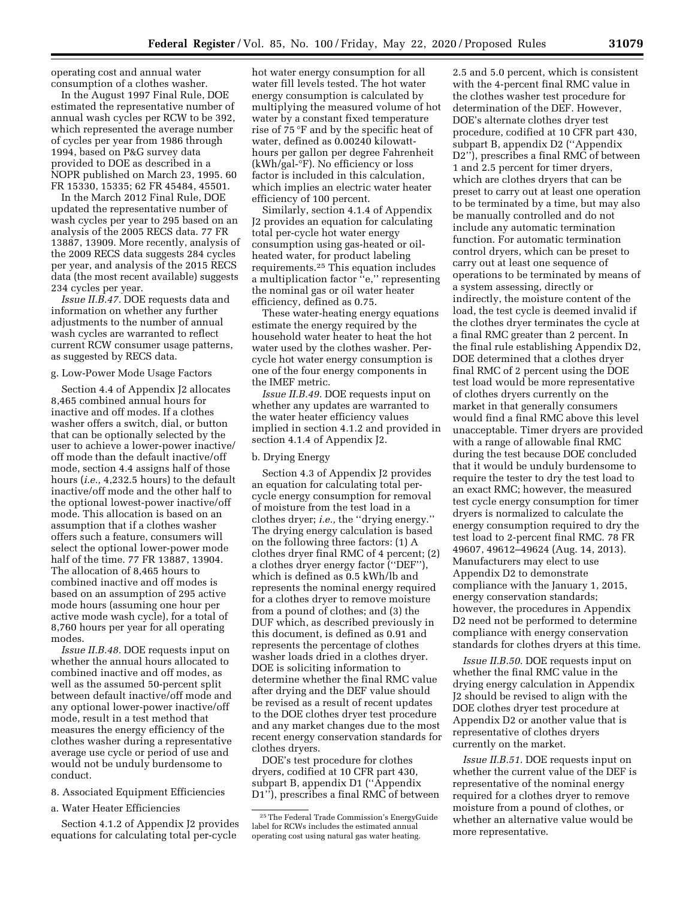operating cost and annual water consumption of a clothes washer.

In the August 1997 Final Rule, DOE estimated the representative number of annual wash cycles per RCW to be 392, which represented the average number of cycles per year from 1986 through 1994, based on P&G survey data provided to DOE as described in a NOPR published on March 23, 1995. 60 FR 15330, 15335; 62 FR 45484, 45501.

In the March 2012 Final Rule, DOE updated the representative number of wash cycles per year to 295 based on an analysis of the 2005 RECS data. 77 FR 13887, 13909. More recently, analysis of the 2009 RECS data suggests 284 cycles per year, and analysis of the 2015 RECS data (the most recent available) suggests 234 cycles per year.

*Issue II.B.47.* DOE requests data and information on whether any further adjustments to the number of annual wash cycles are warranted to reflect current RCW consumer usage patterns, as suggested by RECS data.

g. Low-Power Mode Usage Factors

Section 4.4 of Appendix J2 allocates 8,465 combined annual hours for inactive and off modes. If a clothes washer offers a switch, dial, or button that can be optionally selected by the user to achieve a lower-power inactive/off mode than the default inactive/off mode, section 4.4 assigns half of those hours (*i.e.,* 4,232.5 hours) to the default inactive/off mode and the other half to the optional lowest-power inactive/off mode. This allocation is based on an assumption that if a clothes washer offers such a feature, consumers will select the optional lower-power mode half of the time. 77 FR 13887, 13904. The allocation of 8,465 hours to combined inactive and off modes is based on an assumption of 295 active mode hours (assuming one hour per active mode wash cycle), for a total of 8,760 hours per year for all operating modes.

*Issue II.B.48.* DOE requests input on whether the annual hours allocated to combined inactive and off modes, as well as the assumed 50-percent split between default inactive/off mode and any optional lower-power inactive/off mode, result in a test method that measures the energy efficiency of the clothes washer during a representative average use cycle or period of use and would not be unduly burdensome to conduct.

8. Associated Equipment Efficiencies

a. Water Heater Efficiencies

Section 4.1.2 of Appendix J2 provides equations for calculating total per-cycle hot water energy consumption for all water fill levels tested. The hot water energy consumption is calculated by multiplying the measured volume of hot water by a constant fixed temperature rise of 75 °F and by the specific heat of water, defined as 0.00240 kilowatt-hours per gallon per degree Fahrenheit (kWh/gal-°F). No efficiency or loss factor is included in this calculation, which implies an electric water heater efficiency of 100 percent.

Similarly, section 4.1.4 of Appendix J2 provides an equation for calculating total per-cycle hot water energy consumption using gas-heated or oil-heated water, for product labeling requirements.[25] This equation includes a multiplication factor "e," representing the nominal gas or oil water heater efficiency, defined as 0.75.

These water-heating energy equations estimate the energy required by the household water heater to heat the hot water used by the clothes washer. Per-cycle hot water energy consumption is one of the four energy components in the IMEF metric.

*Issue II.B.49.* DOE requests input on whether any updates are warranted to the water heater efficiency values implied in section 4.1.2 and provided in section 4.1.4 of Appendix J2.

b. Drying Energy

Section 4.3 of Appendix J2 provides an equation for calculating total per-cycle energy consumption for removal of moisture from the test load in a clothes dryer; *i.e.,* the "drying energy." The drying energy calculation is based on the following three factors: (1) A clothes dryer final RMC of 4 percent; (2) a clothes dryer energy factor ("DEF"), which is defined as 0.5 kWh/lb and represents the nominal energy required for a clothes dryer to remove moisture from a pound of clothes; and (3) the DUF which, as described previously in this document, is defined as 0.91 and represents the percentage of clothes washer loads dried in a clothes dryer. DOE is soliciting information to determine whether the final RMC value after drying and the DEF value should be revised as a result of recent updates to the DOE clothes dryer test procedure and any market changes due to the most recent energy conservation standards for clothes dryers.

DOE's test procedure for clothes dryers, codified at 10 CFR part 430, subpart B, appendix D1 ("Appendix D1"), prescribes a final RMC of between 2.5 and 5.0 percent, which is consistent with the 4-percent final RMC value in the clothes washer test procedure for determination of the DEF. However, DOE's alternate clothes dryer test procedure, codified at 10 CFR part 430, subpart B, appendix D2 ("Appendix D2"), prescribes a final RMC of between 1 and 2.5 percent for timer dryers, which are clothes dryers that can be preset to carry out at least one operation to be terminated by a time, but may also be manually controlled and do not include any automatic termination function. For automatic termination control dryers, which can be preset to carry out at least one sequence of operations to be terminated by means of a system assessing, directly or indirectly, the moisture content of the load, the test cycle is deemed invalid if the clothes dryer terminates the cycle at a final RMC greater than 2 percent. In the final rule establishing Appendix D2, DOE determined that a clothes dryer final RMC of 2 percent using the DOE test load would be more representative of clothes dryers currently on the market in that generally consumers would find a final RMC above this level unacceptable. Timer dryers are provided with a range of allowable final RMC during the test because DOE concluded that it would be unduly burdensome to require the tester to dry the test load to an exact RMC; however, the measured test cycle energy consumption for timer dryers is normalized to calculate the energy consumption required to dry the test load to 2-percent final RMC. 78 FR 49607, 49612–49624 (Aug. 14, 2013). Manufacturers may elect to use Appendix D2 to demonstrate compliance with the January 1, 2015, energy conservation standards; however, the procedures in Appendix D2 need not be performed to determine compliance with energy conservation standards for clothes dryers at this time.

*Issue II.B.50.* DOE requests input on whether the final RMC value in the drying energy calculation in Appendix J2 should be revised to align with the DOE clothes dryer test procedure at Appendix D2 or another value that is representative of clothes dryers currently on the market.

*Issue II.B.51.* DOE requests input on whether the current value of the DEF is representative of the nominal energy required for a clothes dryer to remove moisture from a pound of clothes, or whether an alternative value would be more representative.

[25] The Federal Trade Commission's EnergyGuide label for RCWs includes the estimated annual operating cost using natural gas water heating.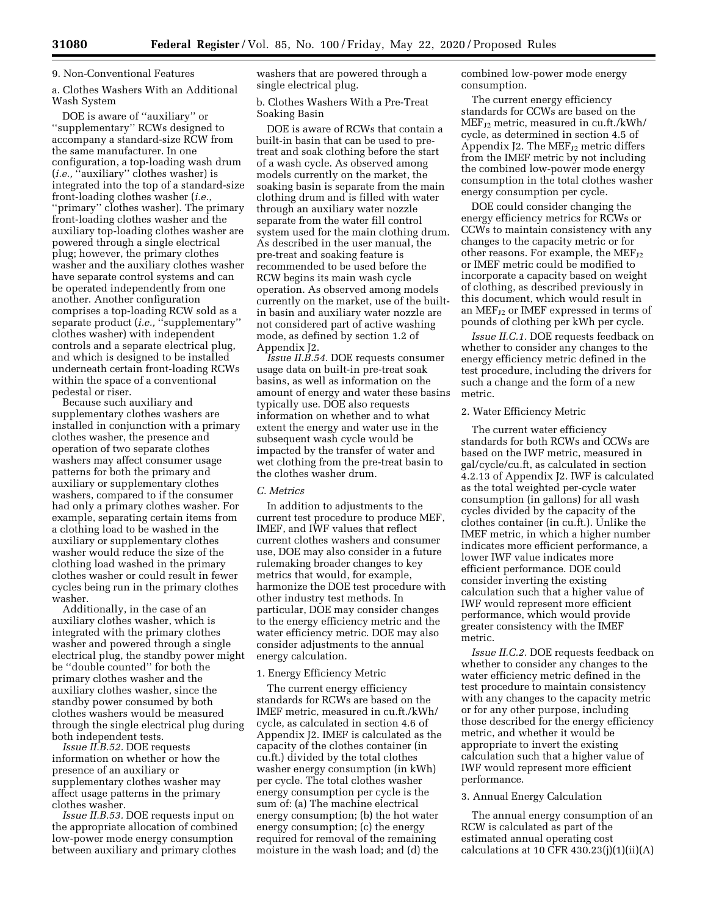9. Non-Conventional Features

a. Clothes Washers With an Additional Wash System

DOE is aware of ''auxiliary'' or ''supplementary'' RCWs designed to accompany a standard-size RCW from the same manufacturer. In one configuration, a top-loading wash drum (*i.e.,* ''auxiliary'' clothes washer) is integrated into the top of a standard-size front-loading clothes washer (*i.e.,* ''primary'' clothes washer). The primary front-loading clothes washer and the auxiliary top-loading clothes washer are powered through a single electrical plug; however, the primary clothes washer and the auxiliary clothes washer have separate control systems and can be operated independently from one another. Another configuration comprises a top-loading RCW sold as a separate product (*i.e.,* ''supplementary'' clothes washer) with independent controls and a separate electrical plug, and which is designed to be installed underneath certain front-loading RCWs within the space of a conventional pedestal or riser.

Because such auxiliary and supplementary clothes washers are installed in conjunction with a primary clothes washer, the presence and operation of two separate clothes washers may affect consumer usage patterns for both the primary and auxiliary or supplementary clothes washers, compared to if the consumer had only a primary clothes washer. For example, separating certain items from a clothing load to be washed in the auxiliary or supplementary clothes washer would reduce the size of the clothing load washed in the primary clothes washer or could result in fewer cycles being run in the primary clothes washer.

Additionally, in the case of an auxiliary clothes washer, which is integrated with the primary clothes washer and powered through a single electrical plug, the standby power might be ''double counted'' for both the primary clothes washer and the auxiliary clothes washer, since the standby power consumed by both clothes washers would be measured through the single electrical plug during both independent tests.

*Issue II.B.52.* DOE requests information on whether or how the presence of an auxiliary or supplementary clothes washer may affect usage patterns in the primary clothes washer.

*Issue II.B.53.* DOE requests input on the appropriate allocation of combined low-power mode energy consumption between auxiliary and primary clothes washers that are powered through a single electrical plug.

b. Clothes Washers With a Pre-Treat Soaking Basin

DOE is aware of RCWs that contain a built-in basin that can be used to pre-treat and soak clothing before the start of a wash cycle. As observed among models currently on the market, the soaking basin is separate from the main clothing drum and is filled with water through an auxiliary water nozzle separate from the water fill control system used for the main clothing drum. As described in the user manual, the pre-treat and soaking feature is recommended to be used before the RCW begins its main wash cycle operation. As observed among models currently on the market, use of the built-in basin and auxiliary water nozzle are not considered part of active washing mode, as defined by section 1.2 of Appendix J2.

*Issue II.B.54.* DOE requests consumer usage data on built-in pre-treat soak basins, as well as information on the amount of energy and water these basins typically use. DOE also requests information on whether and to what extent the energy and water use in the subsequent wash cycle would be impacted by the transfer of water and wet clothing from the pre-treat basin to the clothes washer drum.

*C. Metrics*

In addition to adjustments to the current test procedure to produce MEF, IMEF, and IWF values that reflect current clothes washers and consumer use, DOE may also consider in a future rulemaking broader changes to key metrics that would, for example, harmonize the DOE test procedure with other industry test methods. In particular, DOE may consider changes to the energy efficiency metric and the water efficiency metric. DOE may also consider adjustments to the annual energy calculation.

1. Energy Efficiency Metric

The current energy efficiency standards for RCWs are based on the IMEF metric, measured in cu.ft./kWh/cycle, as calculated in section 4.6 of Appendix J2. IMEF is calculated as the capacity of the clothes container (in cu.ft.) divided by the total clothes washer energy consumption (in kWh) per cycle. The total clothes washer energy consumption per cycle is the sum of: (a) The machine electrical energy consumption; (b) the hot water energy consumption; (c) the energy required for removal of the remaining moisture in the wash load; and (d) the combined low-power mode energy consumption.

The current energy efficiency standards for CCWs are based on the $MEF_{J2}$ metric, measured in cu.ft./kWh/cycle, as determined in section 4.5 of Appendix J2. The $MEF_{J2}$ metric differs from the IMEF metric by not including the combined low-power mode energy consumption in the total clothes washer energy consumption per cycle.

DOE could consider changing the energy efficiency metrics for RCWs or CCWs to maintain consistency with any changes to the capacity metric or for other reasons. For example, the $MEF_{J2}$ or IMEF metric could be modified to incorporate a capacity based on weight of clothing, as described previously in this document, which would result in an $MEF_{J2}$ or IMEF expressed in terms of pounds of clothing per kWh per cycle.

*Issue II.C.1.* DOE requests feedback on whether to consider any changes to the energy efficiency metric defined in the test procedure, including the drivers for such a change and the form of a new metric.

2. Water Efficiency Metric

The current water efficiency standards for both RCWs and CCWs are based on the IWF metric, measured in gal/cycle/cu.ft, as calculated in section 4.2.13 of Appendix J2. IWF is calculated as the total weighted per-cycle water consumption (in gallons) for all wash cycles divided by the capacity of the clothes container (in cu.ft.). Unlike the IMEF metric, in which a higher number indicates more efficient performance, a lower IWF value indicates more efficient performance. DOE could consider inverting the existing calculation such that a higher value of IWF would represent more efficient performance, which would provide greater consistency with the IMEF metric.

*Issue II.C.2.* DOE requests feedback on whether to consider any changes to the water efficiency metric defined in the test procedure to maintain consistency with any changes to the capacity metric or for any other purpose, including those described for the energy efficiency metric, and whether it would be appropriate to invert the existing calculation such that a higher value of IWF would represent more efficient performance.

3. Annual Energy Calculation

The annual energy consumption of an RCW is calculated as part of the estimated annual operating cost calculations at 10 CFR 430.23(j)(1)(ii)(A)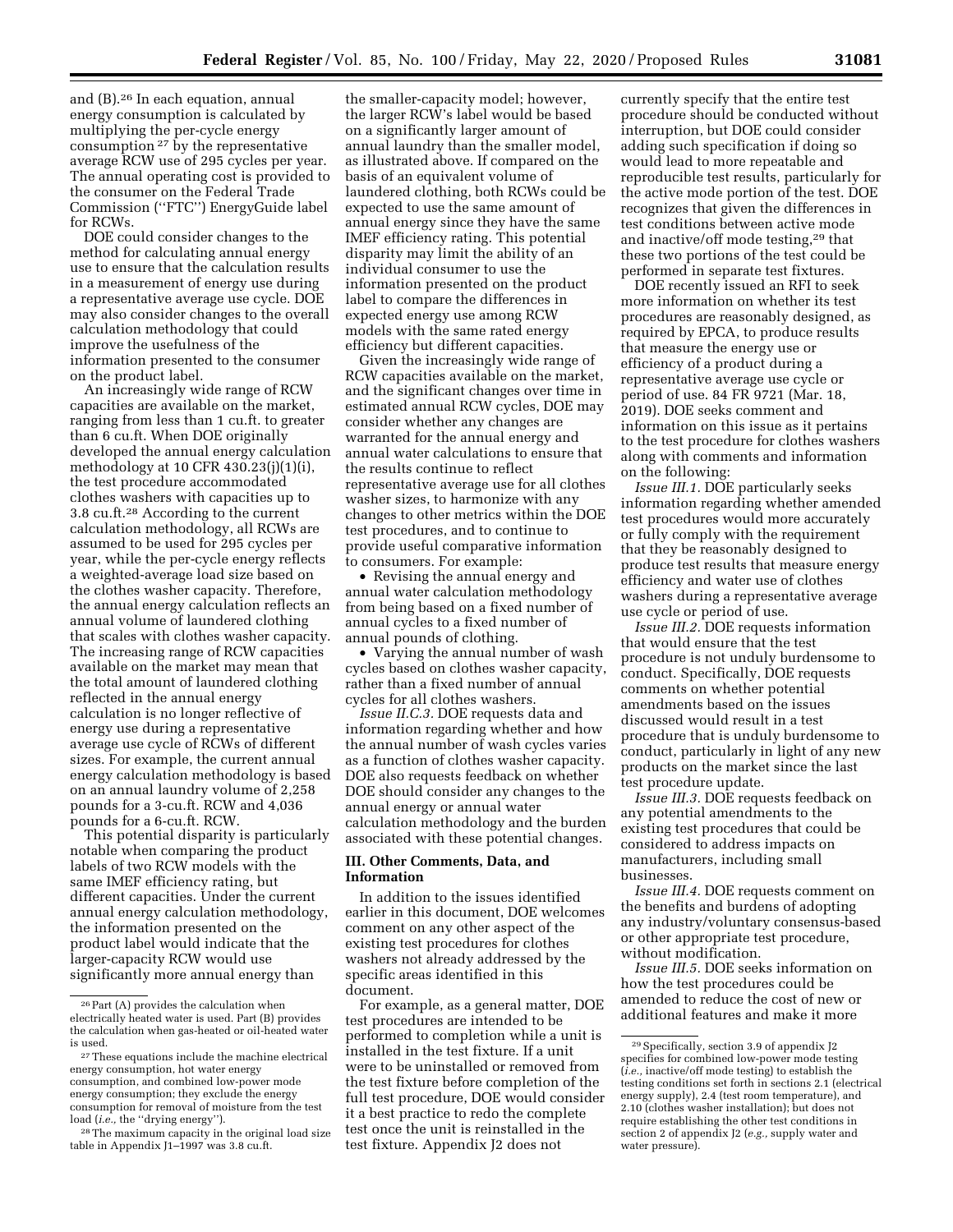and (B).[26] In each equation, annual energy consumption is calculated by multiplying the per-cycle energy consumption [27] by the representative average RCW use of 295 cycles per year. The annual operating cost is provided to the consumer on the Federal Trade Commission (''FTC'') EnergyGuide label for RCWs.

DOE could consider changes to the method for calculating annual energy use to ensure that the calculation results in a measurement of energy use during a representative average use cycle. DOE may also consider changes to the overall calculation methodology that could improve the usefulness of the information presented to the consumer on the product label.

An increasingly wide range of RCW capacities are available on the market, ranging from less than 1 cu.ft. to greater than 6 cu.ft. When DOE originally developed the annual energy calculation methodology at 10 CFR 430.23(j)(1)(i), the test procedure accommodated clothes washers with capacities up to 3.8 cu.ft.[28] According to the current calculation methodology, all RCWs are assumed to be used for 295 cycles per year, while the per-cycle energy reflects a weighted-average load size based on the clothes washer capacity. Therefore, the annual energy calculation reflects an annual volume of laundered clothing that scales with clothes washer capacity. The increasing range of RCW capacities available on the market may mean that the total amount of laundered clothing reflected in the annual energy calculation is no longer reflective of energy use during a representative average use cycle of RCWs of different sizes. For example, the current annual energy calculation methodology is based on an annual laundry volume of 2,258 pounds for a 3-cu.ft. RCW and 4,036 pounds for a 6-cu.ft. RCW.

This potential disparity is particularly notable when comparing the product labels of two RCW models with the same IMEF efficiency rating, but different capacities. Under the current annual energy calculation methodology, the information presented on the product label would indicate that the larger-capacity RCW would use significantly more annual energy than the smaller-capacity model; however, the larger RCW's label would be based on a significantly larger amount of annual laundry than the smaller model, as illustrated above. If compared on the basis of an equivalent volume of laundered clothing, both RCWs could be expected to use the same amount of annual energy since they have the same IMEF efficiency rating. This potential disparity may limit the ability of an individual consumer to use the information presented on the product label to compare the differences in expected energy use among RCW models with the same rated energy efficiency but different capacities.

Given the increasingly wide range of RCW capacities available on the market, and the significant changes over time in estimated annual RCW cycles, DOE may consider whether any changes are warranted for the annual energy and annual water calculations to ensure that the results continue to reflect representative average use for all clothes washer sizes, to harmonize with any changes to other metrics within the DOE test procedures, and to continue to provide useful comparative information to consumers. For example:

- Revising the annual energy and annual water calculation methodology from being based on a fixed number of annual cycles to a fixed number of annual pounds of clothing.
- Varying the annual number of wash cycles based on clothes washer capacity, rather than a fixed number of annual cycles for all clothes washers.

*Issue II.C.3.* DOE requests data and information regarding whether and how the annual number of wash cycles varies as a function of clothes washer capacity. DOE also requests feedback on whether DOE should consider any changes to the annual energy or annual water calculation methodology and the burden associated with these potential changes.

## III. Other Comments, Data, and Information

In addition to the issues identified earlier in this document, DOE welcomes comment on any other aspect of the existing test procedures for clothes washers not already addressed by the specific areas identified in this document.

For example, as a general matter, DOE test procedures are intended to be performed to completion while a unit is installed in the test fixture. If a unit were to be uninstalled or removed from the test fixture before completion of the full test procedure, DOE would consider it a best practice to redo the complete test once the unit is reinstalled in the test fixture. Appendix J2 does not currently specify that the entire test procedure should be conducted without interruption, but DOE could consider adding such specification if doing so would lead to more repeatable and reproducible test results, particularly for the active mode portion of the test. DOE recognizes that given the differences in test conditions between active mode and inactive/off mode testing,[29] that these two portions of the test could be performed in separate test fixtures.

DOE recently issued an RFI to seek more information on whether its test procedures are reasonably designed, as required by EPCA, to produce results that measure the energy use or efficiency of a product during a representative average use cycle or period of use. 84 FR 9721 (Mar. 18, 2019). DOE seeks comment and information on this issue as it pertains to the test procedure for clothes washers along with comments and information on the following:

*Issue III.1.* DOE particularly seeks information regarding whether amended test procedures would more accurately or fully comply with the requirement that they be reasonably designed to produce test results that measure energy efficiency and water use of clothes washers during a representative average use cycle or period of use.

*Issue III.2.* DOE requests information that would ensure that the test procedure is not unduly burdensome to conduct. Specifically, DOE requests comments on whether potential amendments based on the issues discussed would result in a test procedure that is unduly burdensome to conduct, particularly in light of any new products on the market since the last test procedure update.

*Issue III.3.* DOE requests feedback on any potential amendments to the existing test procedures that could be considered to address impacts on manufacturers, including small businesses.

*Issue III.4.* DOE requests comment on the benefits and burdens of adopting any industry/voluntary consensus-based or other appropriate test procedure, without modification.

*Issue III.5.* DOE seeks information on how the test procedures could be amended to reduce the cost of new or additional features and make it more

---

[26] Part (A) provides the calculation when electrically heated water is used. Part (B) provides the calculation when gas-heated or oil-heated water is used.

[27] These equations include the machine electrical energy consumption, hot water energy consumption, and combined low-power mode energy consumption; they exclude the energy consumption for removal of moisture from the test load (*i.e.,* the ''drying energy'').

[28] The maximum capacity in the original load size table in Appendix J1–1997 was 3.8 cu.ft.

[29] Specifically, section 3.9 of appendix J2 specifies for combined low-power mode testing (*i.e.,* inactive/off mode testing) to establish the testing conditions set forth in sections 2.1 (electrical energy supply), 2.4 (test room temperature), and 2.10 (clothes washer installation); but does not require establishing the other test conditions in section 2 of appendix J2 (*e.g.,* supply water and water pressure).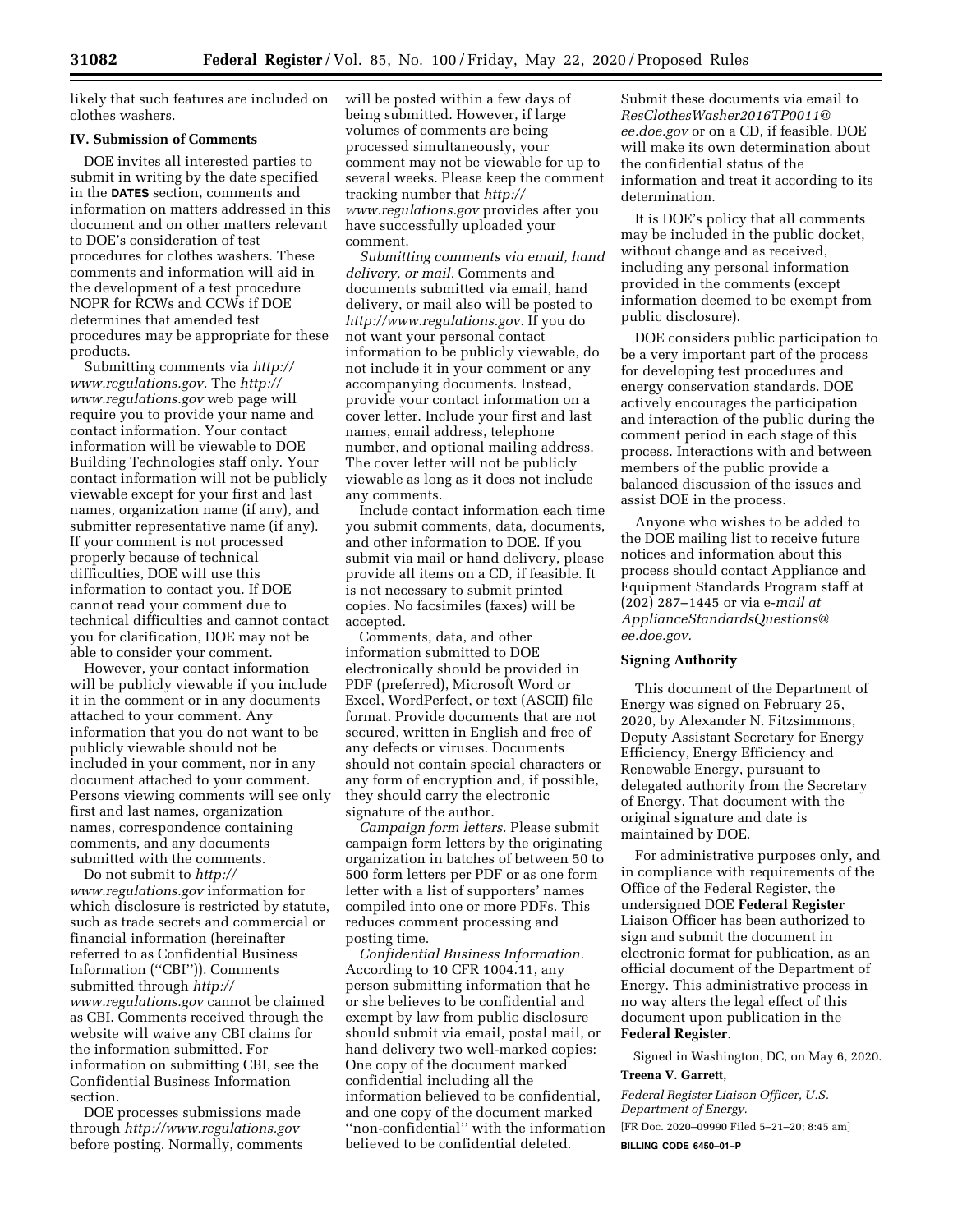likely that such features are included on clothes washers.

## IV. Submission of Comments

DOE invites all interested parties to submit in writing by the date specified in the **DATES** section, comments and information on matters addressed in this document and on other matters relevant to DOE's consideration of test procedures for clothes washers. These comments and information will aid in the development of a test procedure NOPR for RCWs and CCWs if DOE determines that amended test procedures may be appropriate for these products.

Submitting comments via *http://www.regulations.gov.* The *http://www.regulations.gov* web page will require you to provide your name and contact information. Your contact information will be viewable to DOE Building Technologies staff only. Your contact information will not be publicly viewable except for your first and last names, organization name (if any), and submitter representative name (if any). If your comment is not processed properly because of technical difficulties, DOE will use this information to contact you. If DOE cannot read your comment due to technical difficulties and cannot contact you for clarification, DOE may not be able to consider your comment.

However, your contact information will be publicly viewable if you include it in the comment or in any documents attached to your comment. Any information that you do not want to be publicly viewable should not be included in your comment, nor in any document attached to your comment. Persons viewing comments will see only first and last names, organization names, correspondence containing comments, and any documents submitted with the comments.

Do not submit to *http://www.regulations.gov* information for which disclosure is restricted by statute, such as trade secrets and commercial or financial information (hereinafter referred to as Confidential Business Information (''CBI'')). Comments submitted through *http://www.regulations.gov* cannot be claimed as CBI. Comments received through the website will waive any CBI claims for the information submitted. For information on submitting CBI, see the Confidential Business Information section.

DOE processes submissions made through *http://www.regulations.gov* before posting. Normally, comments will be posted within a few days of being submitted. However, if large volumes of comments are being processed simultaneously, your comment may not be viewable for up to several weeks. Please keep the comment tracking number that *http://www.regulations.gov* provides after you have successfully uploaded your comment.

*Submitting comments via email, hand delivery, or mail.* Comments and documents submitted via email, hand delivery, or mail also will be posted to *http://www.regulations.gov.* If you do not want your personal contact information to be publicly viewable, do not include it in your comment or any accompanying documents. Instead, provide your contact information on a cover letter. Include your first and last names, email address, telephone number, and optional mailing address. The cover letter will not be publicly viewable as long as it does not include any comments.

Include contact information each time you submit comments, data, documents, and other information to DOE. If you submit via mail or hand delivery, please provide all items on a CD, if feasible. It is not necessary to submit printed copies. No facsimiles (faxes) will be accepted.

Comments, data, and other information submitted to DOE electronically should be provided in PDF (preferred), Microsoft Word or Excel, WordPerfect, or text (ASCII) file format. Provide documents that are not secured, written in English and free of any defects or viruses. Documents should not contain special characters or any form of encryption and, if possible, they should carry the electronic signature of the author.

*Campaign form letters.* Please submit campaign form letters by the originating organization in batches of between 50 to 500 form letters per PDF or as one form letter with a list of supporters' names compiled into one or more PDFs. This reduces comment processing and posting time.

*Confidential Business Information.* According to 10 CFR 1004.11, any person submitting information that he or she believes to be confidential and exempt by law from public disclosure should submit via email, postal mail, or hand delivery two well-marked copies: One copy of the document marked confidential including all the information believed to be confidential, and one copy of the document marked ''non-confidential'' with the information believed to be confidential deleted. Submit these documents via email to *ResClothesWasher2016TP0011@ee.doe.gov* or on a CD, if feasible. DOE will make its own determination about the confidential status of the information and treat it according to its determination.

It is DOE's policy that all comments may be included in the public docket, without change and as received, including any personal information provided in the comments (except information deemed to be exempt from public disclosure).

DOE considers public participation to be a very important part of the process for developing test procedures and energy conservation standards. DOE actively encourages the participation and interaction of the public during the comment period in each stage of this process. Interactions with and between members of the public provide a balanced discussion of the issues and assist DOE in the process.

Anyone who wishes to be added to the DOE mailing list to receive future notices and information about this process should contact Appliance and Equipment Standards Program staff at (202) 287–1445 or via e-*mail at ApplianceStandardsQuestions@ee.doe.gov.*

## Signing Authority

This document of the Department of Energy was signed on February 25, 2020, by Alexander N. Fitzsimmons, Deputy Assistant Secretary for Energy Efficiency, Energy Efficiency and Renewable Energy, pursuant to delegated authority from the Secretary of Energy. That document with the original signature and date is maintained by DOE.

For administrative purposes only, and in compliance with requirements of the Office of the Federal Register, the undersigned DOE **Federal Register** Liaison Officer has been authorized to sign and submit the document in electronic format for publication, as an official document of the Department of Energy. This administrative process in no way alters the legal effect of this document upon publication in the **Federal Register**.

Signed in Washington, DC, on May 6, 2020.

**Treena V. Garrett,**

*Federal Register Liaison Officer, U.S. Department of Energy.*

[FR Doc. 2020–09990 Filed 5–21–20; 8:45 am]

**BILLING CODE 6450–01–P**